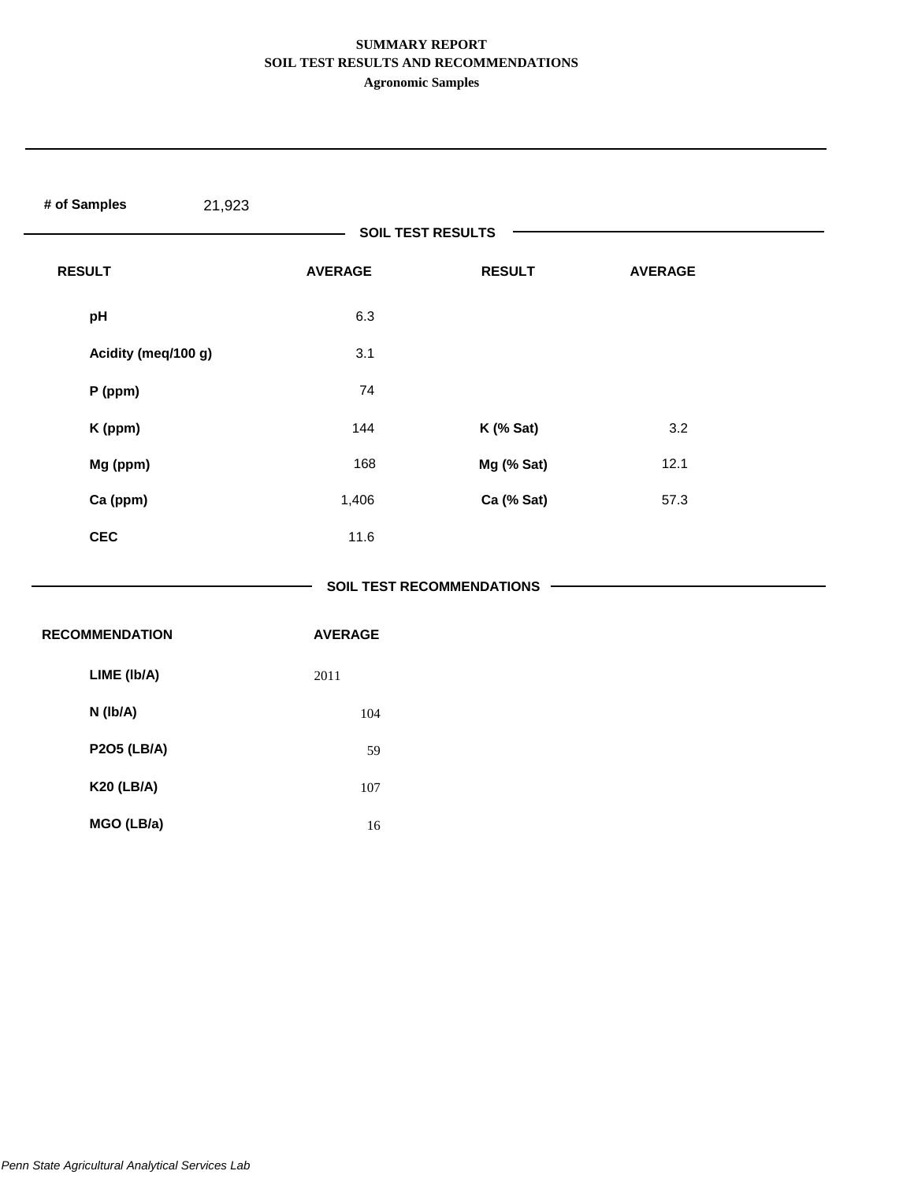**SUMMARY REPORT**
**SOIL TEST RESULTS AND RECOMMENDATIONS**
**Agronomic Samples**

**# of Samples** 21,923

## SOIL TEST RESULTS

| RESULT | AVERAGE | RESULT | AVERAGE |
|---|---|---|---|
| pH | 6.3 | | |
| Acidity (meq/100 g) | 3.1 | | |
| P (ppm) | 74 | | |
| K (ppm) | 144 | K (% Sat) | 3.2 |
| Mg (ppm) | 168 | Mg (% Sat) | 12.1 |
| Ca (ppm) | 1,406 | Ca (% Sat) | 57.3 |
| CEC | 11.6 | | |

## SOIL TEST RECOMMENDATIONS

| RECOMMENDATION | AVERAGE |
|---|---|
| LIME (lb/A) | 2011 |
| N (lb/A) | 104 |
| P2O5 (LB/A) | 59 |
| K20 (LB/A) | 107 |
| MGO (LB/a) | 16 |

*Penn State Agricultural Analytical Services Lab*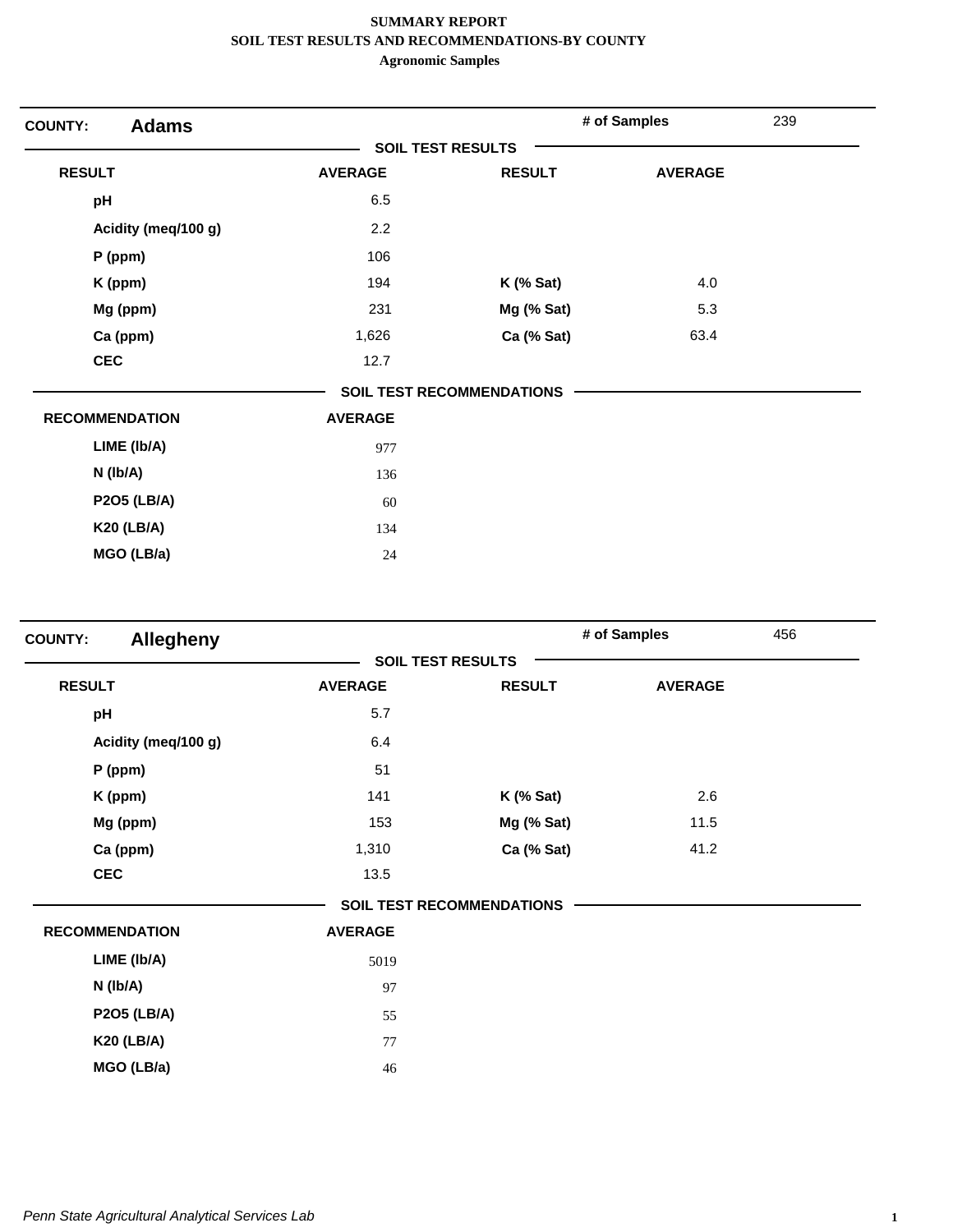**SUMMARY REPORT**
**SOIL TEST RESULTS AND RECOMMENDATIONS-BY COUNTY**
**Agronomic Samples**

## COUNTY: Adams

**# of Samples** 239

### SOIL TEST RESULTS

| RESULT | AVERAGE | RESULT | AVERAGE |
|---|---|---|---|
| pH | 6.5 | | |
| Acidity (meq/100 g) | 2.2 | | |
| P (ppm) | 106 | | |
| K (ppm) | 194 | K (% Sat) | 4.0 |
| Mg (ppm) | 231 | Mg (% Sat) | 5.3 |
| Ca (ppm) | 1,626 | Ca (% Sat) | 63.4 |
| CEC | 12.7 | | |

### SOIL TEST RECOMMENDATIONS

| RECOMMENDATION | AVERAGE |
|---|---|
| LIME (lb/A) | 977 |
| N (lb/A) | 136 |
| P2O5 (LB/A) | 60 |
| K20 (LB/A) | 134 |
| MGO (LB/a) | 24 |

## COUNTY: Allegheny

**# of Samples** 456

### SOIL TEST RESULTS

| RESULT | AVERAGE | RESULT | AVERAGE |
|---|---|---|---|
| pH | 5.7 | | |
| Acidity (meq/100 g) | 6.4 | | |
| P (ppm) | 51 | | |
| K (ppm) | 141 | K (% Sat) | 2.6 |
| Mg (ppm) | 153 | Mg (% Sat) | 11.5 |
| Ca (ppm) | 1,310 | Ca (% Sat) | 41.2 |
| CEC | 13.5 | | |

### SOIL TEST RECOMMENDATIONS

| RECOMMENDATION | AVERAGE |
|---|---|
| LIME (lb/A) | 5019 |
| N (lb/A) | 97 |
| P2O5 (LB/A) | 55 |
| K20 (LB/A) | 77 |
| MGO (LB/a) | 46 |

*Penn State Agricultural Analytical Services Lab*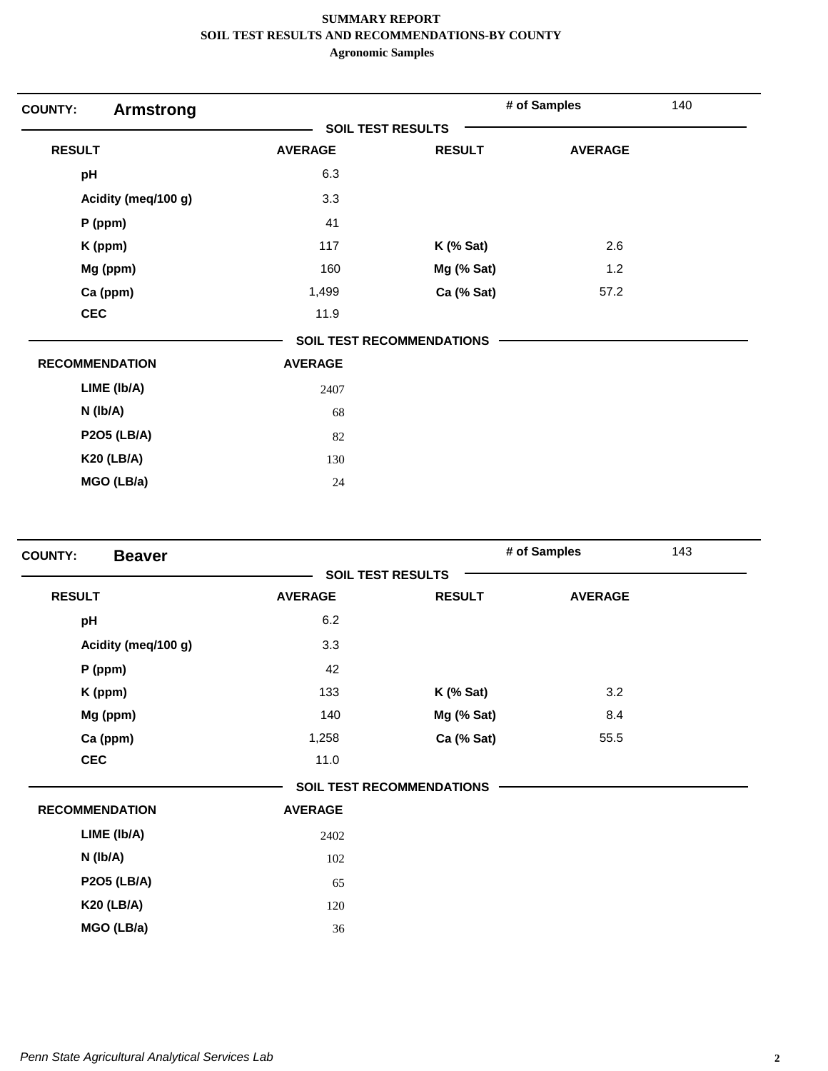# SUMMARY REPORT
## SOIL TEST RESULTS AND RECOMMENDATIONS-BY COUNTY
### Agronomic Samples

**COUNTY: Armstrong** — # of Samples: 140

**SOIL TEST RESULTS**

| RESULT | AVERAGE | RESULT | AVERAGE |
|---|---|---|---|
| pH | 6.3 | | |
| Acidity (meq/100 g) | 3.3 | | |
| P (ppm) | 41 | | |
| K (ppm) | 117 | K (% Sat) | 2.6 |
| Mg (ppm) | 160 | Mg (% Sat) | 1.2 |
| Ca (ppm) | 1,499 | Ca (% Sat) | 57.2 |
| CEC | 11.9 | | |

**SOIL TEST RECOMMENDATIONS**

| RECOMMENDATION | AVERAGE |
|---|---|
| LIME (lb/A) | 2407 |
| N (lb/A) | 68 |
| P2O5 (LB/A) | 82 |
| K20 (LB/A) | 130 |
| MGO (LB/a) | 24 |

**COUNTY: Beaver** — # of Samples: 143

**SOIL TEST RESULTS**

| RESULT | AVERAGE | RESULT | AVERAGE |
|---|---|---|---|
| pH | 6.2 | | |
| Acidity (meq/100 g) | 3.3 | | |
| P (ppm) | 42 | | |
| K (ppm) | 133 | K (% Sat) | 3.2 |
| Mg (ppm) | 140 | Mg (% Sat) | 8.4 |
| Ca (ppm) | 1,258 | Ca (% Sat) | 55.5 |
| CEC | 11.0 | | |

**SOIL TEST RECOMMENDATIONS**

| RECOMMENDATION | AVERAGE |
|---|---|
| LIME (lb/A) | 2402 |
| N (lb/A) | 102 |
| P2O5 (LB/A) | 65 |
| K20 (LB/A) | 120 |
| MGO (LB/a) | 36 |

*Penn State Agricultural Analytical Services Lab*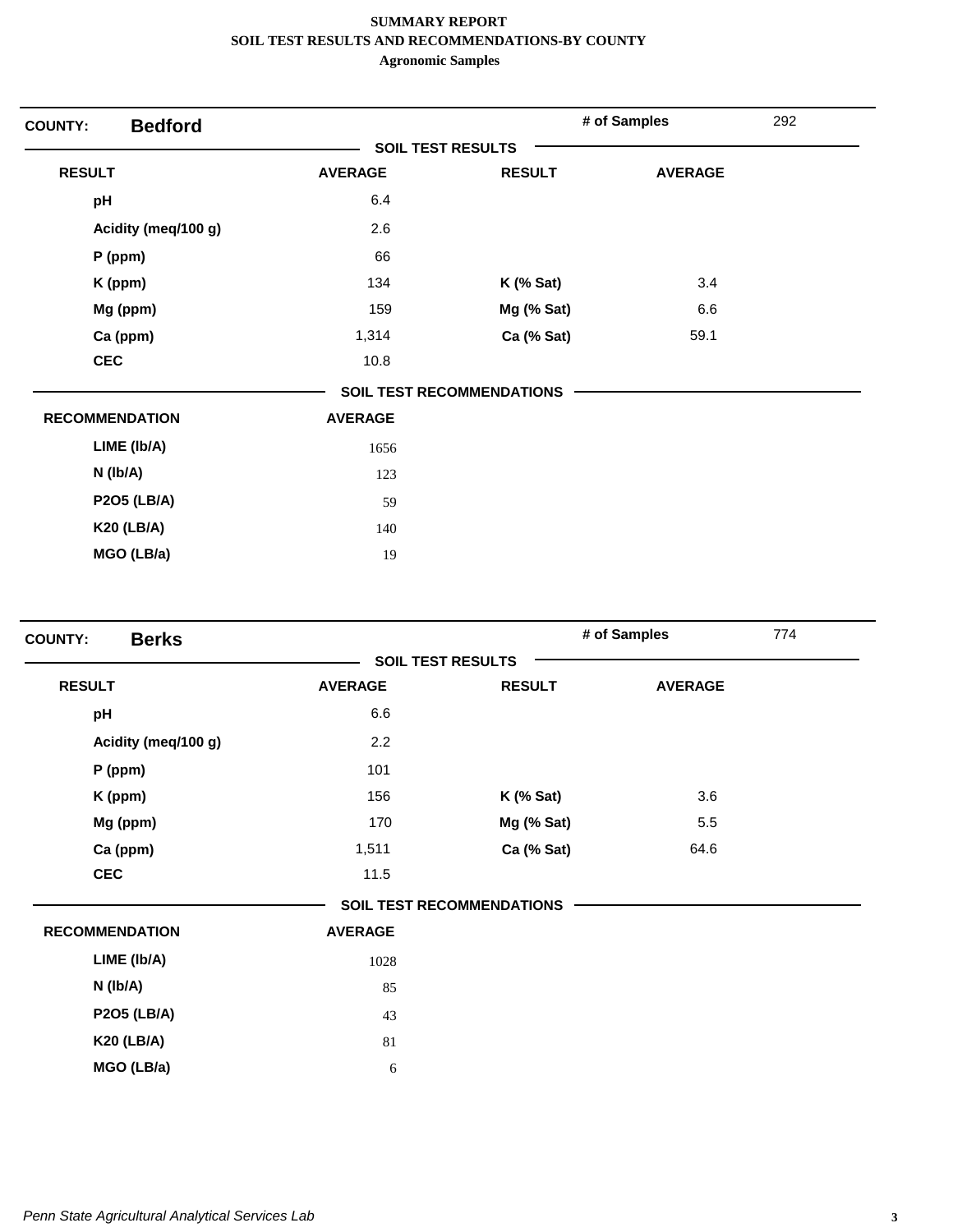**SUMMARY REPORT**
**SOIL TEST RESULTS AND RECOMMENDATIONS-BY COUNTY**
**Agronomic Samples**

## COUNTY: Bedford

**# of Samples** 292

### SOIL TEST RESULTS

| RESULT | AVERAGE | RESULT | AVERAGE |
|---|---|---|---|
| pH | 6.4 | | |
| Acidity (meq/100 g) | 2.6 | | |
| P (ppm) | 66 | | |
| K (ppm) | 134 | K (% Sat) | 3.4 |
| Mg (ppm) | 159 | Mg (% Sat) | 6.6 |
| Ca (ppm) | 1,314 | Ca (% Sat) | 59.1 |
| CEC | 10.8 | | |

### SOIL TEST RECOMMENDATIONS

| RECOMMENDATION | AVERAGE |
|---|---|
| LIME (lb/A) | 1656 |
| N (lb/A) | 123 |
| P2O5 (LB/A) | 59 |
| K20 (LB/A) | 140 |
| MGO (LB/a) | 19 |

## COUNTY: Berks

**# of Samples** 774

### SOIL TEST RESULTS

| RESULT | AVERAGE | RESULT | AVERAGE |
|---|---|---|---|
| pH | 6.6 | | |
| Acidity (meq/100 g) | 2.2 | | |
| P (ppm) | 101 | | |
| K (ppm) | 156 | K (% Sat) | 3.6 |
| Mg (ppm) | 170 | Mg (% Sat) | 5.5 |
| Ca (ppm) | 1,511 | Ca (% Sat) | 64.6 |
| CEC | 11.5 | | |

### SOIL TEST RECOMMENDATIONS

| RECOMMENDATION | AVERAGE |
|---|---|
| LIME (lb/A) | 1028 |
| N (lb/A) | 85 |
| P2O5 (LB/A) | 43 |
| K20 (LB/A) | 81 |
| MGO (LB/a) | 6 |

*Penn State Agricultural Analytical Services Lab*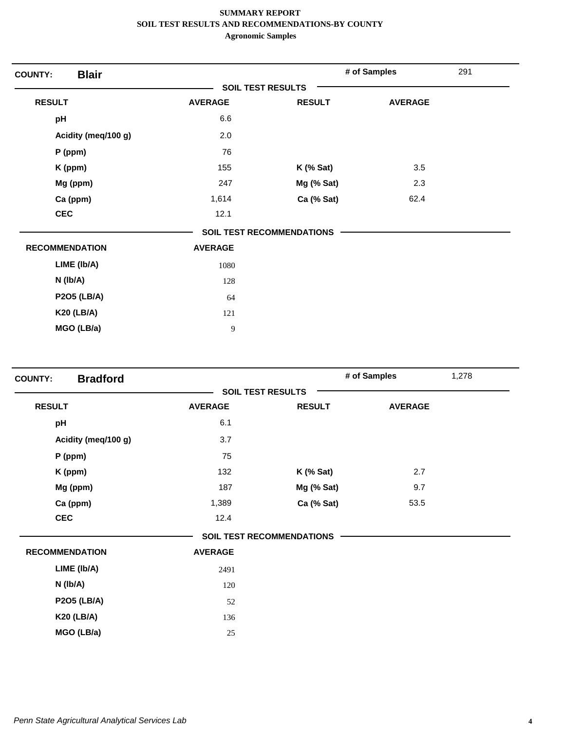**SUMMARY REPORT**
**SOIL TEST RESULTS AND RECOMMENDATIONS-BY COUNTY**
**Agronomic Samples**

**COUNTY: Blair** — **# of Samples** 291

**SOIL TEST RESULTS**

| RESULT | AVERAGE | RESULT | AVERAGE |
|---|---|---|---|
| pH | 6.6 | | |
| Acidity (meq/100 g) | 2.0 | | |
| P (ppm) | 76 | | |
| K (ppm) | 155 | K (% Sat) | 3.5 |
| Mg (ppm) | 247 | Mg (% Sat) | 2.3 |
| Ca (ppm) | 1,614 | Ca (% Sat) | 62.4 |
| CEC | 12.1 | | |

**SOIL TEST RECOMMENDATIONS**

| RECOMMENDATION | AVERAGE |
|---|---|
| LIME (lb/A) | 1080 |
| N (lb/A) | 128 |
| P2O5 (LB/A) | 64 |
| K20 (LB/A) | 121 |
| MGO (LB/a) | 9 |

**COUNTY: Bradford** — **# of Samples** 1,278

**SOIL TEST RESULTS**

| RESULT | AVERAGE | RESULT | AVERAGE |
|---|---|---|---|
| pH | 6.1 | | |
| Acidity (meq/100 g) | 3.7 | | |
| P (ppm) | 75 | | |
| K (ppm) | 132 | K (% Sat) | 2.7 |
| Mg (ppm) | 187 | Mg (% Sat) | 9.7 |
| Ca (ppm) | 1,389 | Ca (% Sat) | 53.5 |
| CEC | 12.4 | | |

**SOIL TEST RECOMMENDATIONS**

| RECOMMENDATION | AVERAGE |
|---|---|
| LIME (lb/A) | 2491 |
| N (lb/A) | 120 |
| P2O5 (LB/A) | 52 |
| K20 (LB/A) | 136 |
| MGO (LB/a) | 25 |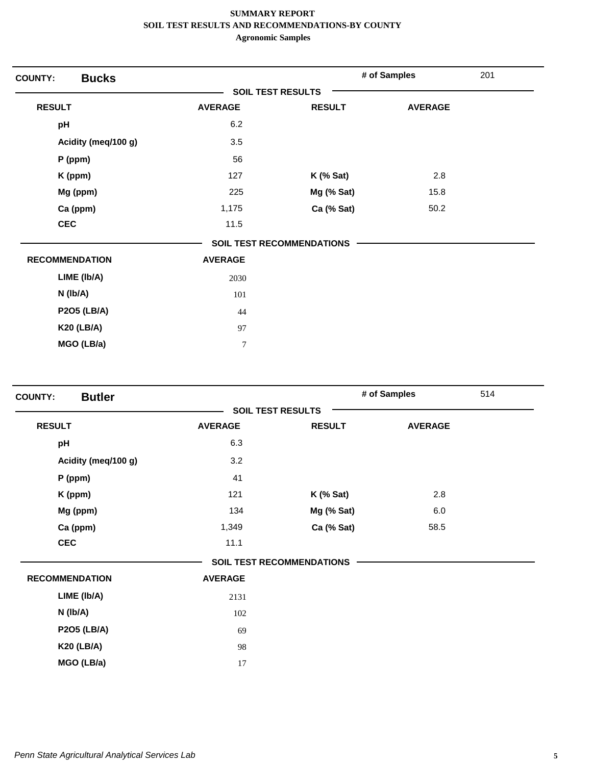# SUMMARY REPORT
## SOIL TEST RESULTS AND RECOMMENDATIONS-BY COUNTY
### Agronomic Samples

**COUNTY:** **Bucks** — **# of Samples** 201

**SOIL TEST RESULTS**

| RESULT | AVERAGE | RESULT | AVERAGE |
|---|---|---|---|
| pH | 6.2 | | |
| Acidity (meq/100 g) | 3.5 | | |
| P (ppm) | 56 | | |
| K (ppm) | 127 | K (% Sat) | 2.8 |
| Mg (ppm) | 225 | Mg (% Sat) | 15.8 |
| Ca (ppm) | 1,175 | Ca (% Sat) | 50.2 |
| CEC | 11.5 | | |

**SOIL TEST RECOMMENDATIONS**

| RECOMMENDATION | AVERAGE |
|---|---|
| LIME (lb/A) | 2030 |
| N (lb/A) | 101 |
| P2O5 (LB/A) | 44 |
| K20 (LB/A) | 97 |
| MGO (LB/a) | 7 |

**COUNTY:** **Butler** — **# of Samples** 514

**SOIL TEST RESULTS**

| RESULT | AVERAGE | RESULT | AVERAGE |
|---|---|---|---|
| pH | 6.3 | | |
| Acidity (meq/100 g) | 3.2 | | |
| P (ppm) | 41 | | |
| K (ppm) | 121 | K (% Sat) | 2.8 |
| Mg (ppm) | 134 | Mg (% Sat) | 6.0 |
| Ca (ppm) | 1,349 | Ca (% Sat) | 58.5 |
| CEC | 11.1 | | |

**SOIL TEST RECOMMENDATIONS**

| RECOMMENDATION | AVERAGE |
|---|---|
| LIME (lb/A) | 2131 |
| N (lb/A) | 102 |
| P2O5 (LB/A) | 69 |
| K20 (LB/A) | 98 |
| MGO (LB/a) | 17 |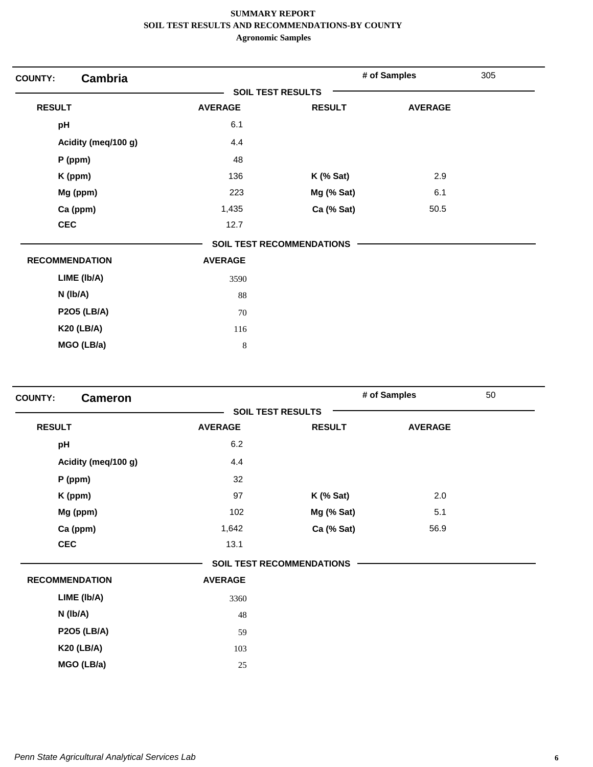**SUMMARY REPORT**
**SOIL TEST RESULTS AND RECOMMENDATIONS-BY COUNTY**
**Agronomic Samples**

**COUNTY: Cambria** — **# of Samples** 305

**SOIL TEST RESULTS**

| RESULT | AVERAGE | RESULT | AVERAGE |
|---|---|---|---|
| pH | 6.1 | | |
| Acidity (meq/100 g) | 4.4 | | |
| P (ppm) | 48 | | |
| K (ppm) | 136 | K (% Sat) | 2.9 |
| Mg (ppm) | 223 | Mg (% Sat) | 6.1 |
| Ca (ppm) | 1,435 | Ca (% Sat) | 50.5 |
| CEC | 12.7 | | |

**SOIL TEST RECOMMENDATIONS**

| RECOMMENDATION | AVERAGE |
|---|---|
| LIME (lb/A) | 3590 |
| N (lb/A) | 88 |
| P2O5 (LB/A) | 70 |
| K20 (LB/A) | 116 |
| MGO (LB/a) | 8 |

**COUNTY: Cameron** — **# of Samples** 50

**SOIL TEST RESULTS**

| RESULT | AVERAGE | RESULT | AVERAGE |
|---|---|---|---|
| pH | 6.2 | | |
| Acidity (meq/100 g) | 4.4 | | |
| P (ppm) | 32 | | |
| K (ppm) | 97 | K (% Sat) | 2.0 |
| Mg (ppm) | 102 | Mg (% Sat) | 5.1 |
| Ca (ppm) | 1,642 | Ca (% Sat) | 56.9 |
| CEC | 13.1 | | |

**SOIL TEST RECOMMENDATIONS**

| RECOMMENDATION | AVERAGE |
|---|---|
| LIME (lb/A) | 3360 |
| N (lb/A) | 48 |
| P2O5 (LB/A) | 59 |
| K20 (LB/A) | 103 |
| MGO (LB/a) | 25 |

*Penn State Agricultural Analytical Services Lab*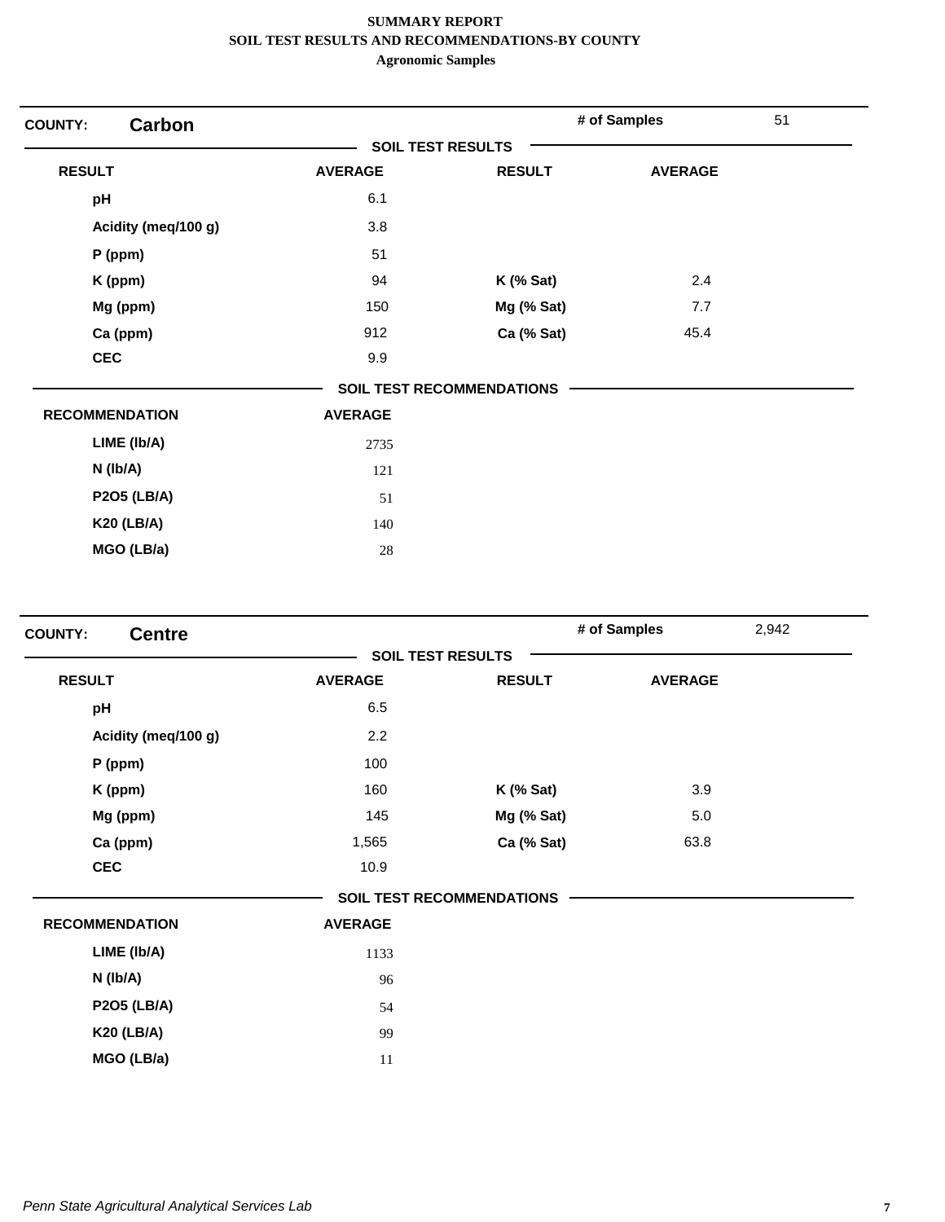**SUMMARY REPORT**
**SOIL TEST RESULTS AND RECOMMENDATIONS-BY COUNTY**
**Agronomic Samples**

**COUNTY: Carbon** — **# of Samples** 51

**SOIL TEST RESULTS**

| RESULT | AVERAGE | RESULT | AVERAGE |
|---|---|---|---|
| pH | 6.1 | | |
| Acidity (meq/100 g) | 3.8 | | |
| P (ppm) | 51 | | |
| K (ppm) | 94 | K (% Sat) | 2.4 |
| Mg (ppm) | 150 | Mg (% Sat) | 7.7 |
| Ca (ppm) | 912 | Ca (% Sat) | 45.4 |
| CEC | 9.9 | | |

**SOIL TEST RECOMMENDATIONS**

| RECOMMENDATION | AVERAGE |
|---|---|
| LIME (lb/A) | 2735 |
| N (lb/A) | 121 |
| P2O5 (LB/A) | 51 |
| K20 (LB/A) | 140 |
| MGO (LB/a) | 28 |

**COUNTY: Centre** — **# of Samples** 2,942

**SOIL TEST RESULTS**

| RESULT | AVERAGE | RESULT | AVERAGE |
|---|---|---|---|
| pH | 6.5 | | |
| Acidity (meq/100 g) | 2.2 | | |
| P (ppm) | 100 | | |
| K (ppm) | 160 | K (% Sat) | 3.9 |
| Mg (ppm) | 145 | Mg (% Sat) | 5.0 |
| Ca (ppm) | 1,565 | Ca (% Sat) | 63.8 |
| CEC | 10.9 | | |

**SOIL TEST RECOMMENDATIONS**

| RECOMMENDATION | AVERAGE |
|---|---|
| LIME (lb/A) | 1133 |
| N (lb/A) | 96 |
| P2O5 (LB/A) | 54 |
| K20 (LB/A) | 99 |
| MGO (LB/a) | 11 |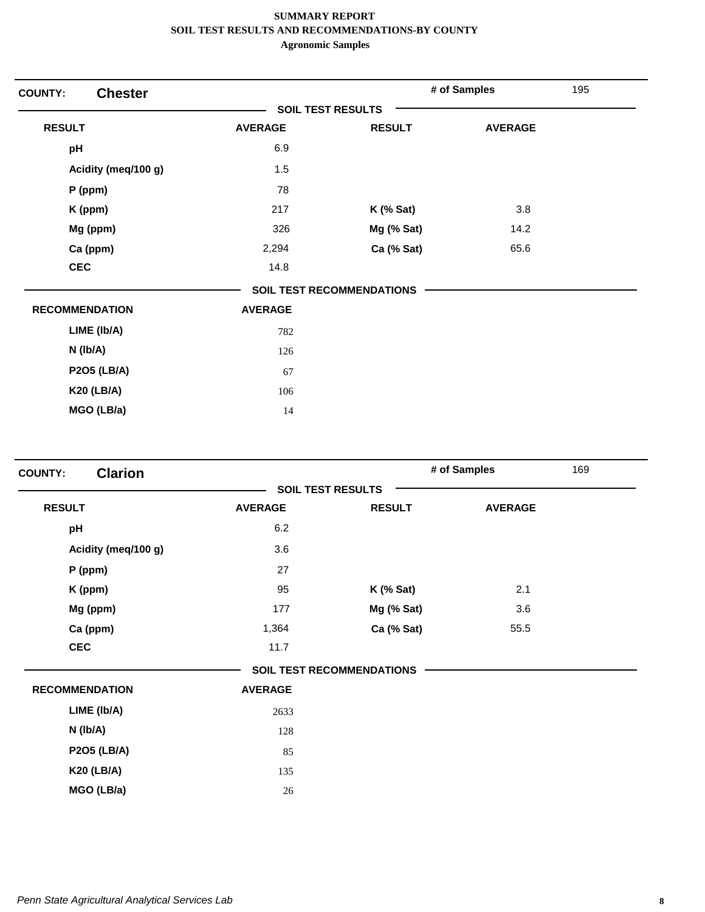**SUMMARY REPORT**
**SOIL TEST RESULTS AND RECOMMENDATIONS-BY COUNTY**
**Agronomic Samples**

## COUNTY: Chester

**# of Samples** 195

### SOIL TEST RESULTS

| RESULT | AVERAGE | RESULT | AVERAGE |
|---|---|---|---|
| pH | 6.9 | | |
| Acidity (meq/100 g) | 1.5 | | |
| P (ppm) | 78 | | |
| K (ppm) | 217 | K (% Sat) | 3.8 |
| Mg (ppm) | 326 | Mg (% Sat) | 14.2 |
| Ca (ppm) | 2,294 | Ca (% Sat) | 65.6 |
| CEC | 14.8 | | |

### SOIL TEST RECOMMENDATIONS

| RECOMMENDATION | AVERAGE |
|---|---|
| LIME (lb/A) | 782 |
| N (lb/A) | 126 |
| P2O5 (LB/A) | 67 |
| K20 (LB/A) | 106 |
| MGO (LB/a) | 14 |

## COUNTY: Clarion

**# of Samples** 169

### SOIL TEST RESULTS

| RESULT | AVERAGE | RESULT | AVERAGE |
|---|---|---|---|
| pH | 6.2 | | |
| Acidity (meq/100 g) | 3.6 | | |
| P (ppm) | 27 | | |
| K (ppm) | 95 | K (% Sat) | 2.1 |
| Mg (ppm) | 177 | Mg (% Sat) | 3.6 |
| Ca (ppm) | 1,364 | Ca (% Sat) | 55.5 |
| CEC | 11.7 | | |

### SOIL TEST RECOMMENDATIONS

| RECOMMENDATION | AVERAGE |
|---|---|
| LIME (lb/A) | 2633 |
| N (lb/A) | 128 |
| P2O5 (LB/A) | 85 |
| K20 (LB/A) | 135 |
| MGO (LB/a) | 26 |

*Penn State Agricultural Analytical Services Lab*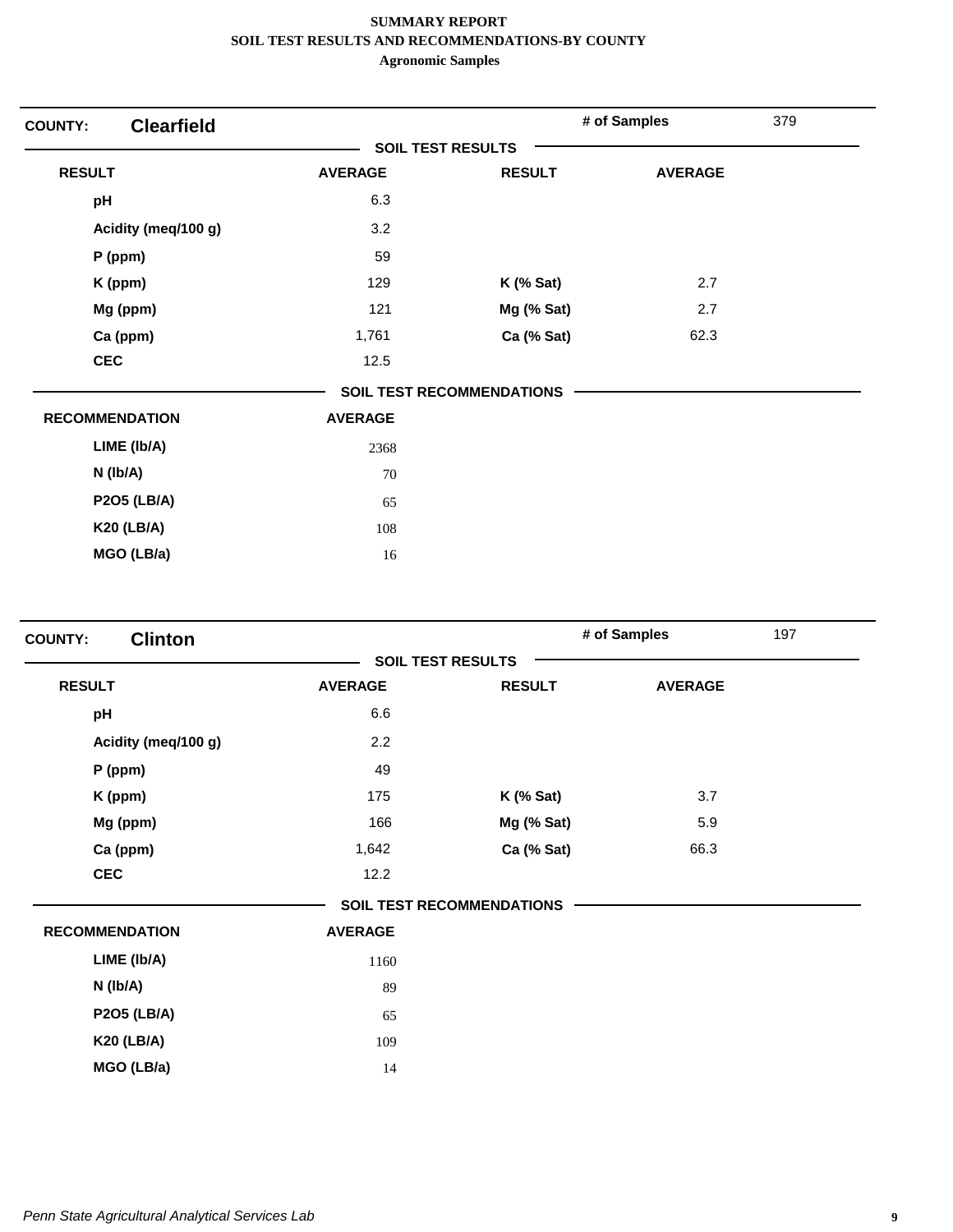**SUMMARY REPORT**
**SOIL TEST RESULTS AND RECOMMENDATIONS-BY COUNTY**
**Agronomic Samples**

## COUNTY: Clearfield

**# of Samples** 379

### SOIL TEST RESULTS

| RESULT | AVERAGE | RESULT | AVERAGE |
|---|---|---|---|
| pH | 6.3 | | |
| Acidity (meq/100 g) | 3.2 | | |
| P (ppm) | 59 | | |
| K (ppm) | 129 | K (% Sat) | 2.7 |
| Mg (ppm) | 121 | Mg (% Sat) | 2.7 |
| Ca (ppm) | 1,761 | Ca (% Sat) | 62.3 |
| CEC | 12.5 | | |

### SOIL TEST RECOMMENDATIONS

| RECOMMENDATION | AVERAGE |
|---|---|
| LIME (lb/A) | 2368 |
| N (lb/A) | 70 |
| P2O5 (LB/A) | 65 |
| K20 (LB/A) | 108 |
| MGO (LB/a) | 16 |

## COUNTY: Clinton

**# of Samples** 197

### SOIL TEST RESULTS

| RESULT | AVERAGE | RESULT | AVERAGE |
|---|---|---|---|
| pH | 6.6 | | |
| Acidity (meq/100 g) | 2.2 | | |
| P (ppm) | 49 | | |
| K (ppm) | 175 | K (% Sat) | 3.7 |
| Mg (ppm) | 166 | Mg (% Sat) | 5.9 |
| Ca (ppm) | 1,642 | Ca (% Sat) | 66.3 |
| CEC | 12.2 | | |

### SOIL TEST RECOMMENDATIONS

| RECOMMENDATION | AVERAGE |
|---|---|
| LIME (lb/A) | 1160 |
| N (lb/A) | 89 |
| P2O5 (LB/A) | 65 |
| K20 (LB/A) | 109 |
| MGO (LB/a) | 14 |

*Penn State Agricultural Analytical Services Lab*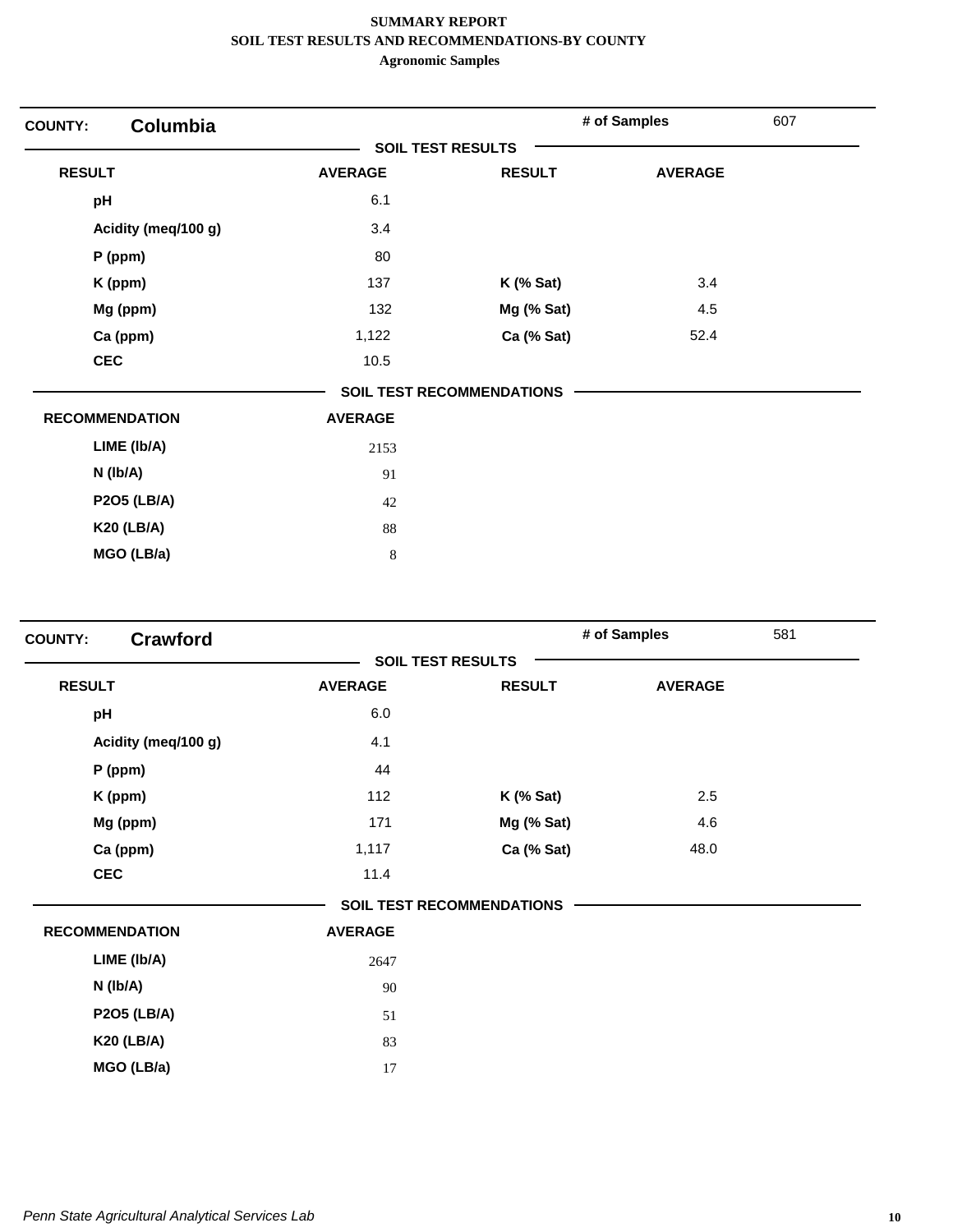**SUMMARY REPORT**
**SOIL TEST RESULTS AND RECOMMENDATIONS-BY COUNTY**
**Agronomic Samples**

## COUNTY: Columbia

**# of Samples** 607

### SOIL TEST RESULTS

| RESULT | AVERAGE | RESULT | AVERAGE |
|---|---|---|---|
| pH | 6.1 | | |
| Acidity (meq/100 g) | 3.4 | | |
| P (ppm) | 80 | | |
| K (ppm) | 137 | K (% Sat) | 3.4 |
| Mg (ppm) | 132 | Mg (% Sat) | 4.5 |
| Ca (ppm) | 1,122 | Ca (% Sat) | 52.4 |
| CEC | 10.5 | | |

### SOIL TEST RECOMMENDATIONS

| RECOMMENDATION | AVERAGE |
|---|---|
| LIME (lb/A) | 2153 |
| N (lb/A) | 91 |
| P2O5 (LB/A) | 42 |
| K20 (LB/A) | 88 |
| MGO (LB/a) | 8 |

## COUNTY: Crawford

**# of Samples** 581

### SOIL TEST RESULTS

| RESULT | AVERAGE | RESULT | AVERAGE |
|---|---|---|---|
| pH | 6.0 | | |
| Acidity (meq/100 g) | 4.1 | | |
| P (ppm) | 44 | | |
| K (ppm) | 112 | K (% Sat) | 2.5 |
| Mg (ppm) | 171 | Mg (% Sat) | 4.6 |
| Ca (ppm) | 1,117 | Ca (% Sat) | 48.0 |
| CEC | 11.4 | | |

### SOIL TEST RECOMMENDATIONS

| RECOMMENDATION | AVERAGE |
|---|---|
| LIME (lb/A) | 2647 |
| N (lb/A) | 90 |
| P2O5 (LB/A) | 51 |
| K20 (LB/A) | 83 |
| MGO (LB/a) | 17 |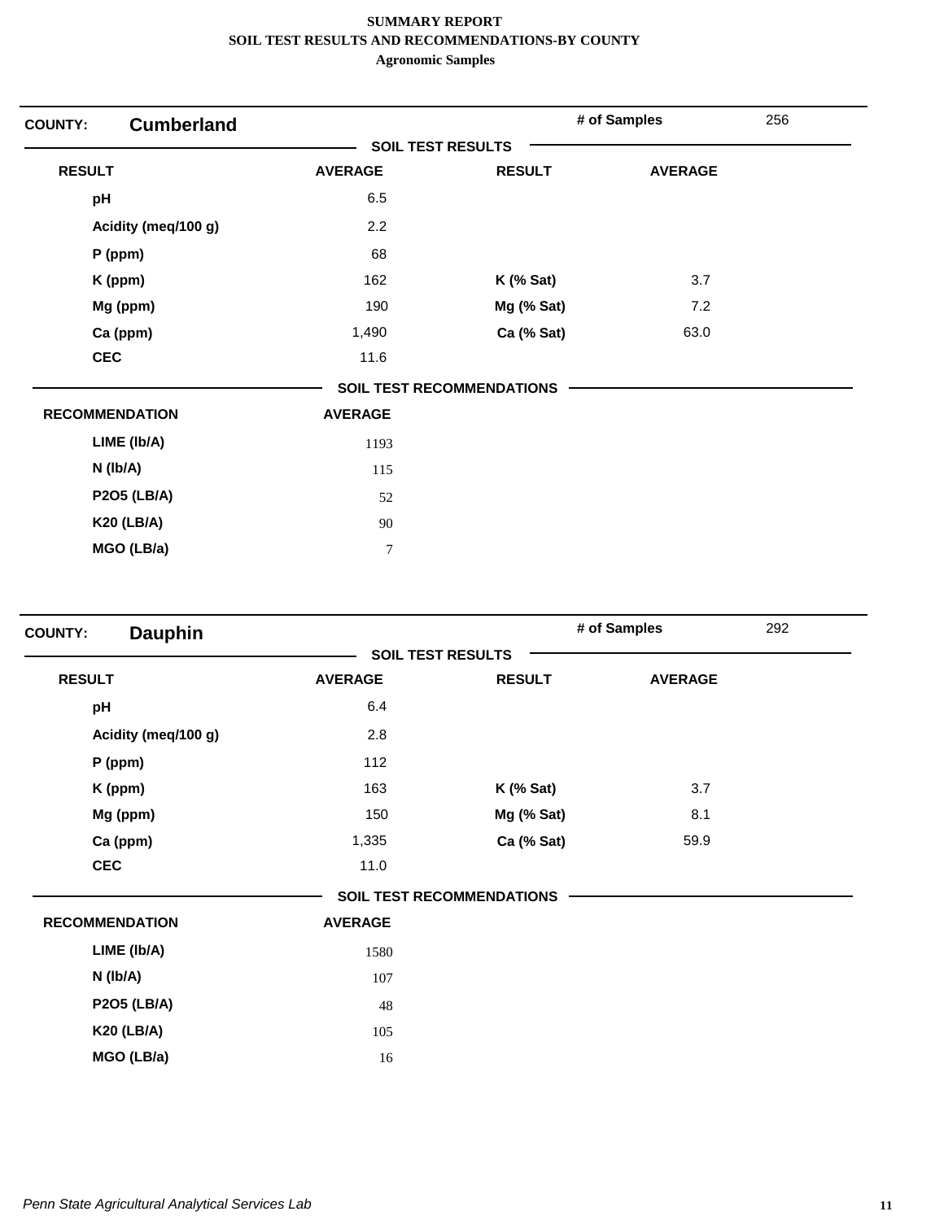**SUMMARY REPORT**
**SOIL TEST RESULTS AND RECOMMENDATIONS-BY COUNTY**
**Agronomic Samples**

**COUNTY:** **Cumberland** | **# of Samples** 256

**SOIL TEST RESULTS**

| RESULT | AVERAGE | RESULT | AVERAGE |
|---|---|---|---|
| pH | 6.5 | | |
| Acidity (meq/100 g) | 2.2 | | |
| P (ppm) | 68 | | |
| K (ppm) | 162 | K (% Sat) | 3.7 |
| Mg (ppm) | 190 | Mg (% Sat) | 7.2 |
| Ca (ppm) | 1,490 | Ca (% Sat) | 63.0 |
| CEC | 11.6 | | |

**SOIL TEST RECOMMENDATIONS**

| RECOMMENDATION | AVERAGE |
|---|---|
| LIME (lb/A) | 1193 |
| N (lb/A) | 115 |
| P2O5 (LB/A) | 52 |
| K20 (LB/A) | 90 |
| MGO (LB/a) | 7 |

**COUNTY:** **Dauphin** | **# of Samples** 292

**SOIL TEST RESULTS**

| RESULT | AVERAGE | RESULT | AVERAGE |
|---|---|---|---|
| pH | 6.4 | | |
| Acidity (meq/100 g) | 2.8 | | |
| P (ppm) | 112 | | |
| K (ppm) | 163 | K (% Sat) | 3.7 |
| Mg (ppm) | 150 | Mg (% Sat) | 8.1 |
| Ca (ppm) | 1,335 | Ca (% Sat) | 59.9 |
| CEC | 11.0 | | |

**SOIL TEST RECOMMENDATIONS**

| RECOMMENDATION | AVERAGE |
|---|---|
| LIME (lb/A) | 1580 |
| N (lb/A) | 107 |
| P2O5 (LB/A) | 48 |
| K20 (LB/A) | 105 |
| MGO (LB/a) | 16 |

*Penn State Agricultural Analytical Services Lab*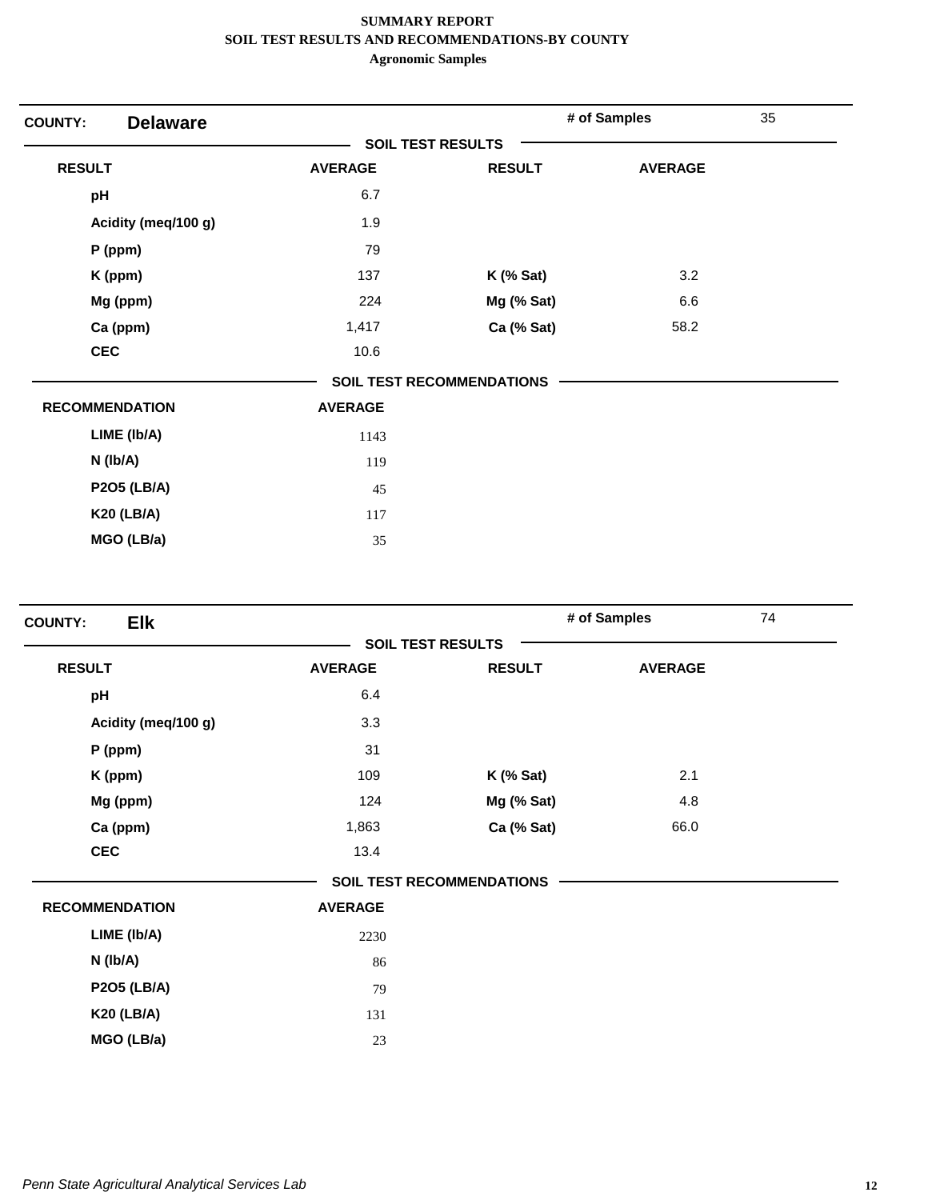**SUMMARY REPORT**
**SOIL TEST RESULTS AND RECOMMENDATIONS-BY COUNTY**
**Agronomic Samples**

## COUNTY: Delaware

**# of Samples** 35

### SOIL TEST RESULTS

| RESULT | AVERAGE | RESULT | AVERAGE |
|---|---|---|---|
| pH | 6.7 | | |
| Acidity (meq/100 g) | 1.9 | | |
| P (ppm) | 79 | | |
| K (ppm) | 137 | K (% Sat) | 3.2 |
| Mg (ppm) | 224 | Mg (% Sat) | 6.6 |
| Ca (ppm) | 1,417 | Ca (% Sat) | 58.2 |
| CEC | 10.6 | | |

### SOIL TEST RECOMMENDATIONS

| RECOMMENDATION | AVERAGE |
|---|---|
| LIME (lb/A) | 1143 |
| N (lb/A) | 119 |
| P2O5 (LB/A) | 45 |
| K20 (LB/A) | 117 |
| MGO (LB/a) | 35 |

## COUNTY: Elk

**# of Samples** 74

### SOIL TEST RESULTS

| RESULT | AVERAGE | RESULT | AVERAGE |
|---|---|---|---|
| pH | 6.4 | | |
| Acidity (meq/100 g) | 3.3 | | |
| P (ppm) | 31 | | |
| K (ppm) | 109 | K (% Sat) | 2.1 |
| Mg (ppm) | 124 | Mg (% Sat) | 4.8 |
| Ca (ppm) | 1,863 | Ca (% Sat) | 66.0 |
| CEC | 13.4 | | |

### SOIL TEST RECOMMENDATIONS

| RECOMMENDATION | AVERAGE |
|---|---|
| LIME (lb/A) | 2230 |
| N (lb/A) | 86 |
| P2O5 (LB/A) | 79 |
| K20 (LB/A) | 131 |
| MGO (LB/a) | 23 |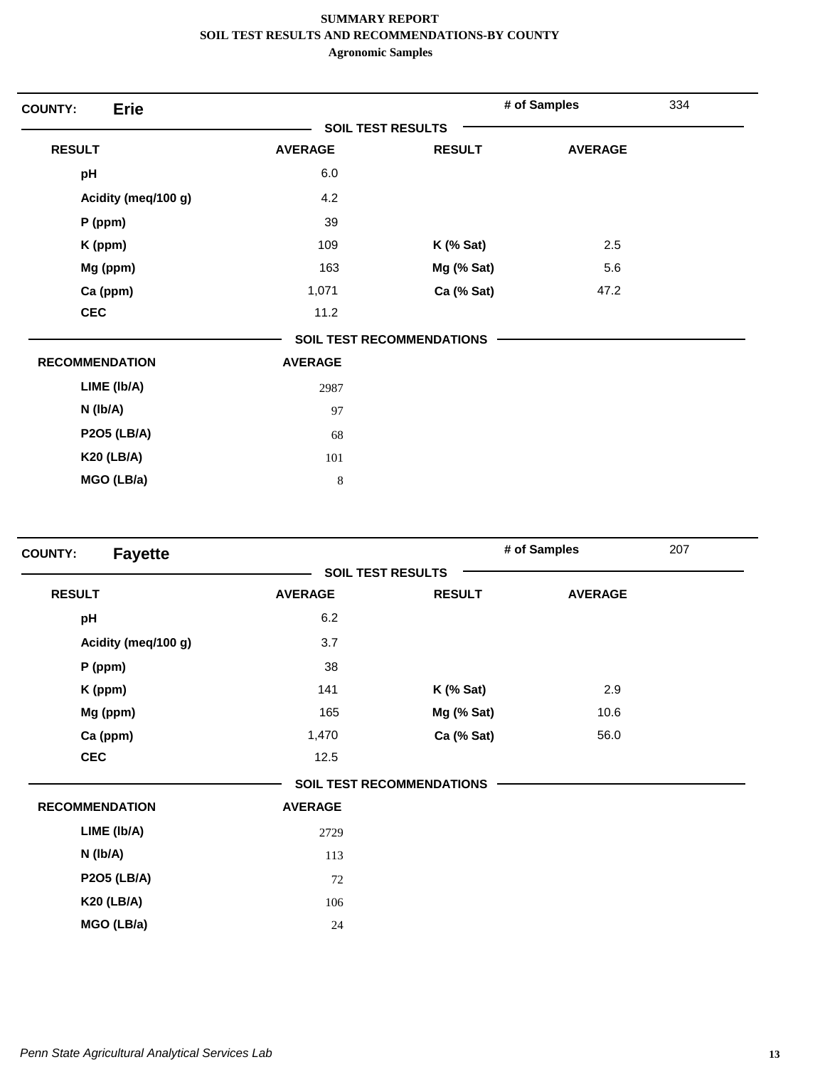**SUMMARY REPORT**
**SOIL TEST RESULTS AND RECOMMENDATIONS-BY COUNTY**
**Agronomic Samples**

**COUNTY: Erie** — **# of Samples** 334

**SOIL TEST RESULTS**

| RESULT | AVERAGE | RESULT | AVERAGE |
|---|---|---|---|
| pH | 6.0 | | |
| Acidity (meq/100 g) | 4.2 | | |
| P (ppm) | 39 | | |
| K (ppm) | 109 | K (% Sat) | 2.5 |
| Mg (ppm) | 163 | Mg (% Sat) | 5.6 |
| Ca (ppm) | 1,071 | Ca (% Sat) | 47.2 |
| CEC | 11.2 | | |

**SOIL TEST RECOMMENDATIONS**

| RECOMMENDATION | AVERAGE |
|---|---|
| LIME (lb/A) | 2987 |
| N (lb/A) | 97 |
| P2O5 (LB/A) | 68 |
| K20 (LB/A) | 101 |
| MGO (LB/a) | 8 |

**COUNTY: Fayette** — **# of Samples** 207

**SOIL TEST RESULTS**

| RESULT | AVERAGE | RESULT | AVERAGE |
|---|---|---|---|
| pH | 6.2 | | |
| Acidity (meq/100 g) | 3.7 | | |
| P (ppm) | 38 | | |
| K (ppm) | 141 | K (% Sat) | 2.9 |
| Mg (ppm) | 165 | Mg (% Sat) | 10.6 |
| Ca (ppm) | 1,470 | Ca (% Sat) | 56.0 |
| CEC | 12.5 | | |

**SOIL TEST RECOMMENDATIONS**

| RECOMMENDATION | AVERAGE |
|---|---|
| LIME (lb/A) | 2729 |
| N (lb/A) | 113 |
| P2O5 (LB/A) | 72 |
| K20 (LB/A) | 106 |
| MGO (LB/a) | 24 |

*Penn State Agricultural Analytical Services Lab*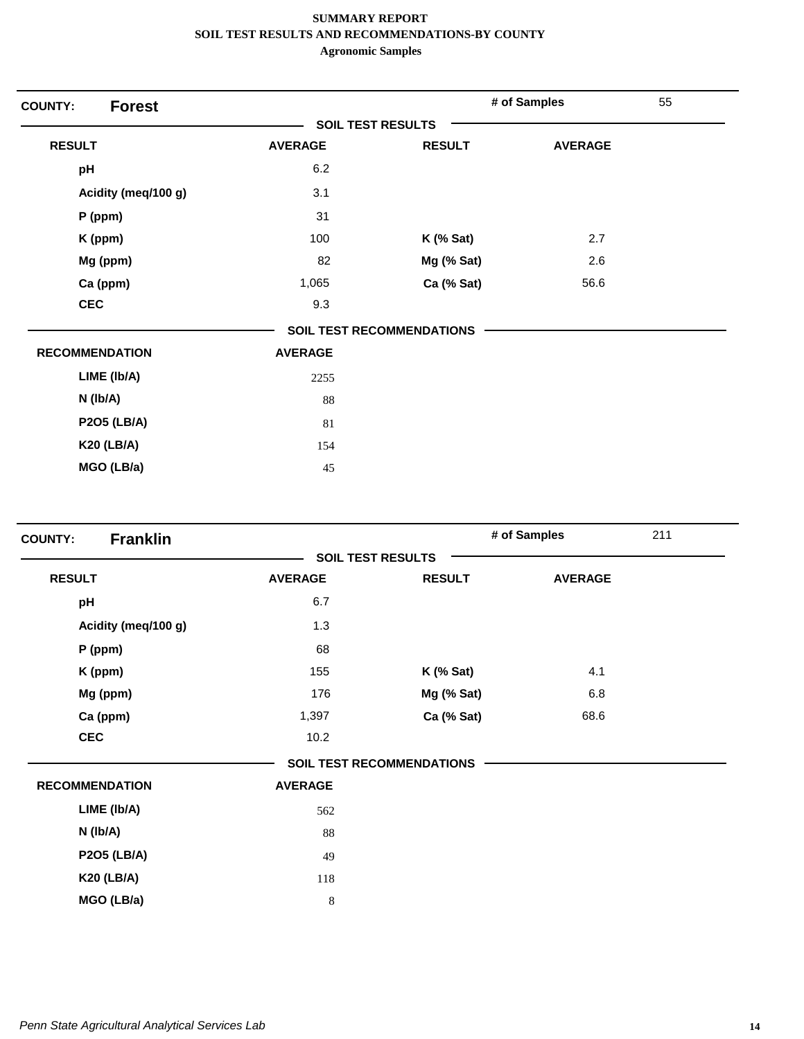# SUMMARY REPORT
## SOIL TEST RESULTS AND RECOMMENDATIONS-BY COUNTY
### Agronomic Samples

**COUNTY:** **Forest** — **# of Samples** 55

**SOIL TEST RESULTS**

| RESULT | AVERAGE | RESULT | AVERAGE |
|---|---|---|---|
| pH | 6.2 | | |
| Acidity (meq/100 g) | 3.1 | | |
| P (ppm) | 31 | | |
| K (ppm) | 100 | K (% Sat) | 2.7 |
| Mg (ppm) | 82 | Mg (% Sat) | 2.6 |
| Ca (ppm) | 1,065 | Ca (% Sat) | 56.6 |
| CEC | 9.3 | | |

**SOIL TEST RECOMMENDATIONS**

| RECOMMENDATION | AVERAGE |
|---|---|
| LIME (lb/A) | 2255 |
| N (lb/A) | 88 |
| P2O5 (LB/A) | 81 |
| K20 (LB/A) | 154 |
| MGO (LB/a) | 45 |

**COUNTY:** **Franklin** — **# of Samples** 211

**SOIL TEST RESULTS**

| RESULT | AVERAGE | RESULT | AVERAGE |
|---|---|---|---|
| pH | 6.7 | | |
| Acidity (meq/100 g) | 1.3 | | |
| P (ppm) | 68 | | |
| K (ppm) | 155 | K (% Sat) | 4.1 |
| Mg (ppm) | 176 | Mg (% Sat) | 6.8 |
| Ca (ppm) | 1,397 | Ca (% Sat) | 68.6 |
| CEC | 10.2 | | |

**SOIL TEST RECOMMENDATIONS**

| RECOMMENDATION | AVERAGE |
|---|---|
| LIME (lb/A) | 562 |
| N (lb/A) | 88 |
| P2O5 (LB/A) | 49 |
| K20 (LB/A) | 118 |
| MGO (LB/a) | 8 |

*Penn State Agricultural Analytical Services Lab*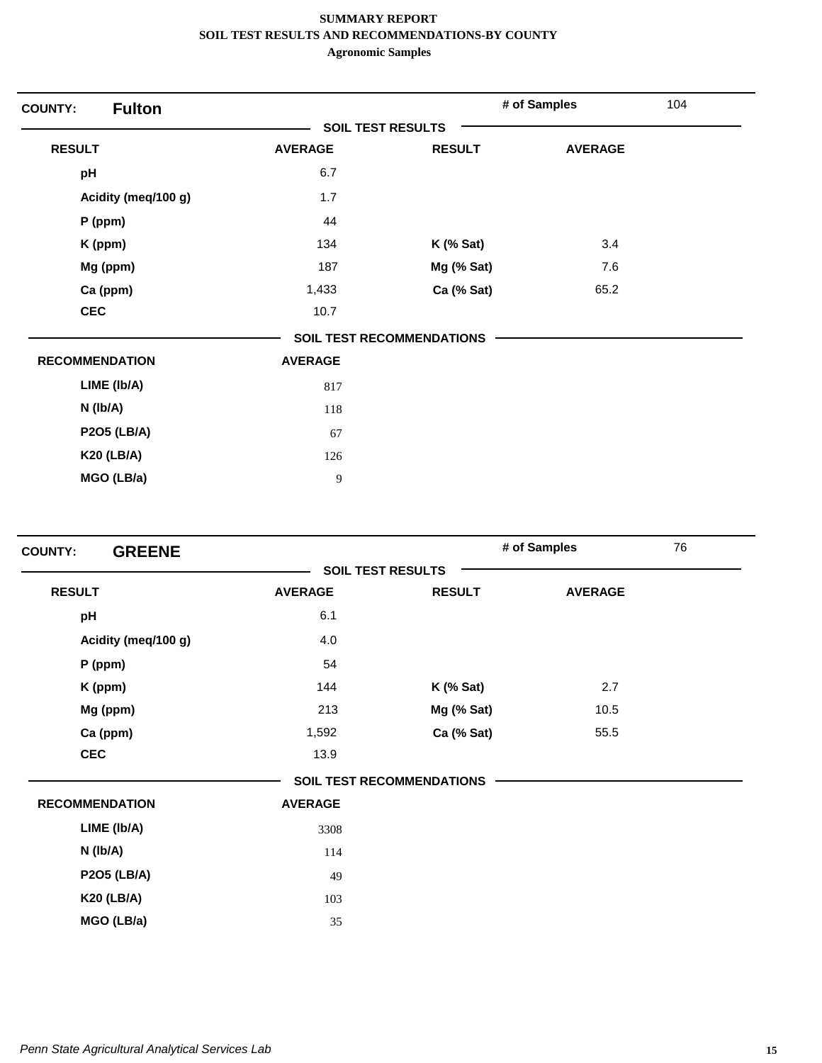**SUMMARY REPORT**
**SOIL TEST RESULTS AND RECOMMENDATIONS-BY COUNTY**
**Agronomic Samples**

**COUNTY:** **Fulton** — **# of Samples** 104

**SOIL TEST RESULTS**

| RESULT | AVERAGE | RESULT | AVERAGE |
|---|---|---|---|
| pH | 6.7 | | |
| Acidity (meq/100 g) | 1.7 | | |
| P (ppm) | 44 | | |
| K (ppm) | 134 | K (% Sat) | 3.4 |
| Mg (ppm) | 187 | Mg (% Sat) | 7.6 |
| Ca (ppm) | 1,433 | Ca (% Sat) | 65.2 |
| CEC | 10.7 | | |

**SOIL TEST RECOMMENDATIONS**

| RECOMMENDATION | AVERAGE |
|---|---|
| LIME (lb/A) | 817 |
| N (lb/A) | 118 |
| P2O5 (LB/A) | 67 |
| K20 (LB/A) | 126 |
| MGO (LB/a) | 9 |

**COUNTY:** **GREENE** — **# of Samples** 76

**SOIL TEST RESULTS**

| RESULT | AVERAGE | RESULT | AVERAGE |
|---|---|---|---|
| pH | 6.1 | | |
| Acidity (meq/100 g) | 4.0 | | |
| P (ppm) | 54 | | |
| K (ppm) | 144 | K (% Sat) | 2.7 |
| Mg (ppm) | 213 | Mg (% Sat) | 10.5 |
| Ca (ppm) | 1,592 | Ca (% Sat) | 55.5 |
| CEC | 13.9 | | |

**SOIL TEST RECOMMENDATIONS**

| RECOMMENDATION | AVERAGE |
|---|---|
| LIME (lb/A) | 3308 |
| N (lb/A) | 114 |
| P2O5 (LB/A) | 49 |
| K20 (LB/A) | 103 |
| MGO (LB/a) | 35 |

*Penn State Agricultural Analytical Services Lab*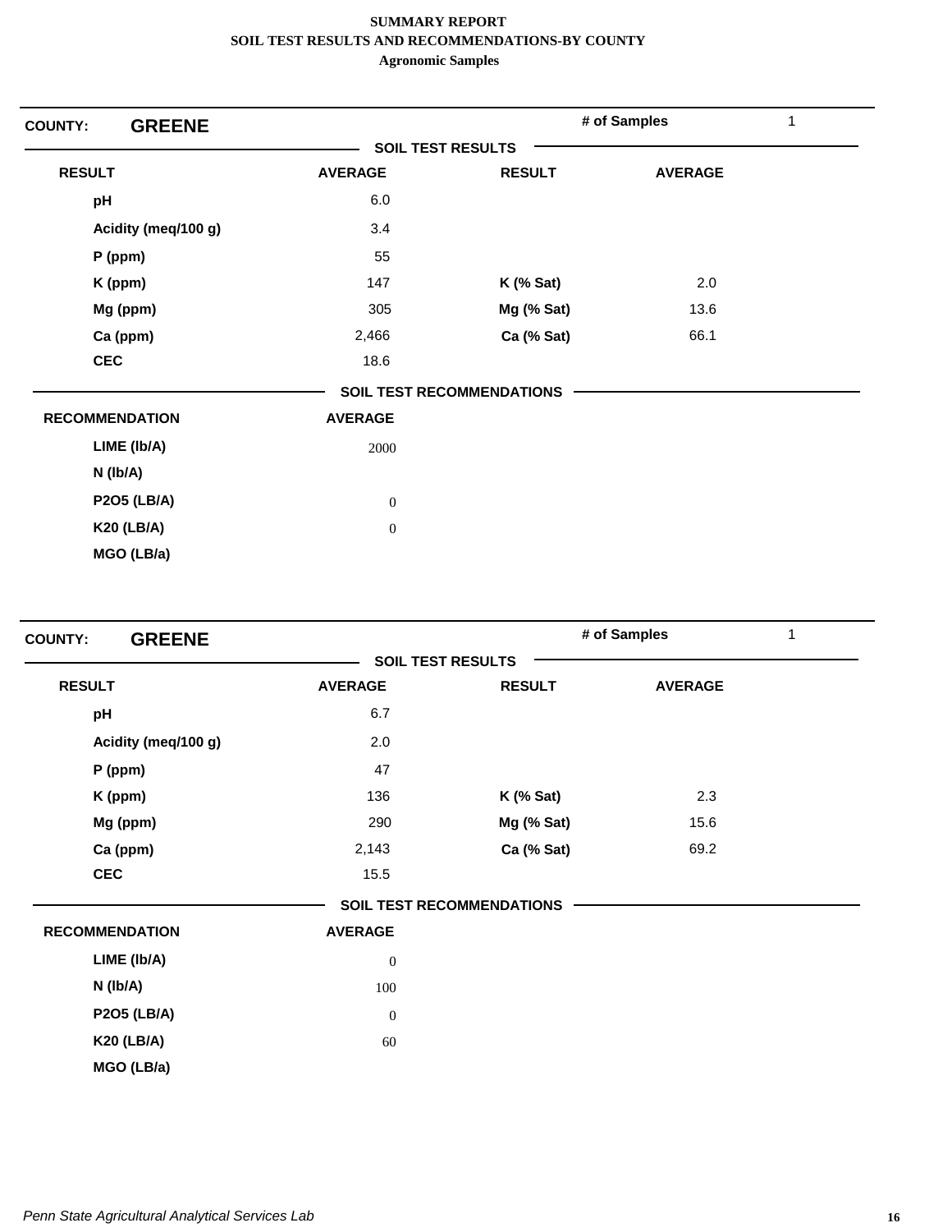**SUMMARY REPORT**
**SOIL TEST RESULTS AND RECOMMENDATIONS-BY COUNTY**
**Agronomic Samples**

**COUNTY: GREENE** — # of Samples: 1

**SOIL TEST RESULTS**

| RESULT | AVERAGE | RESULT | AVERAGE |
|---|---|---|---|
| pH | 6.0 | | |
| Acidity (meq/100 g) | 3.4 | | |
| P (ppm) | 55 | | |
| K (ppm) | 147 | K (% Sat) | 2.0 |
| Mg (ppm) | 305 | Mg (% Sat) | 13.6 |
| Ca (ppm) | 2,466 | Ca (% Sat) | 66.1 |
| CEC | 18.6 | | |

**SOIL TEST RECOMMENDATIONS**

| RECOMMENDATION | AVERAGE |
|---|---|
| LIME (lb/A) | 2000 |
| N (lb/A) | |
| P2O5 (LB/A) | 0 |
| K20 (LB/A) | 0 |
| MGO (LB/a) | |

**COUNTY: GREENE** — # of Samples: 1

**SOIL TEST RESULTS**

| RESULT | AVERAGE | RESULT | AVERAGE |
|---|---|---|---|
| pH | 6.7 | | |
| Acidity (meq/100 g) | 2.0 | | |
| P (ppm) | 47 | | |
| K (ppm) | 136 | K (% Sat) | 2.3 |
| Mg (ppm) | 290 | Mg (% Sat) | 15.6 |
| Ca (ppm) | 2,143 | Ca (% Sat) | 69.2 |
| CEC | 15.5 | | |

**SOIL TEST RECOMMENDATIONS**

| RECOMMENDATION | AVERAGE |
|---|---|
| LIME (lb/A) | 0 |
| N (lb/A) | 100 |
| P2O5 (LB/A) | 0 |
| K20 (LB/A) | 60 |
| MGO (LB/a) | |

*Penn State Agricultural Analytical Services Lab*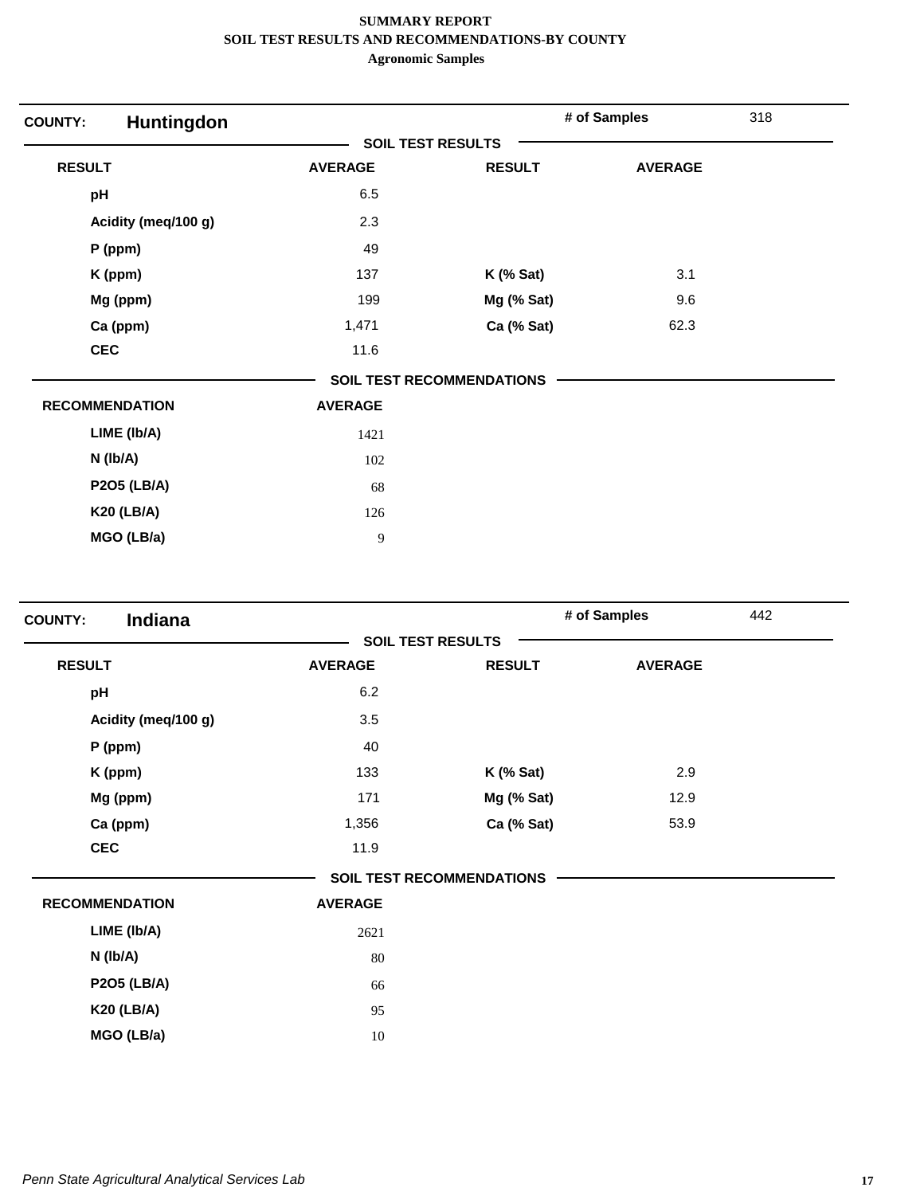**SUMMARY REPORT**
**SOIL TEST RESULTS AND RECOMMENDATIONS-BY COUNTY**
**Agronomic Samples**

## COUNTY: Huntingdon

**# of Samples** 318

### SOIL TEST RESULTS

| RESULT | AVERAGE | RESULT | AVERAGE |
|---|---|---|---|
| pH | 6.5 | | |
| Acidity (meq/100 g) | 2.3 | | |
| P (ppm) | 49 | | |
| K (ppm) | 137 | K (% Sat) | 3.1 |
| Mg (ppm) | 199 | Mg (% Sat) | 9.6 |
| Ca (ppm) | 1,471 | Ca (% Sat) | 62.3 |
| CEC | 11.6 | | |

### SOIL TEST RECOMMENDATIONS

| RECOMMENDATION | AVERAGE |
|---|---|
| LIME (lb/A) | 1421 |
| N (lb/A) | 102 |
| P2O5 (LB/A) | 68 |
| K20 (LB/A) | 126 |
| MGO (LB/a) | 9 |

## COUNTY: Indiana

**# of Samples** 442

### SOIL TEST RESULTS

| RESULT | AVERAGE | RESULT | AVERAGE |
|---|---|---|---|
| pH | 6.2 | | |
| Acidity (meq/100 g) | 3.5 | | |
| P (ppm) | 40 | | |
| K (ppm) | 133 | K (% Sat) | 2.9 |
| Mg (ppm) | 171 | Mg (% Sat) | 12.9 |
| Ca (ppm) | 1,356 | Ca (% Sat) | 53.9 |
| CEC | 11.9 | | |

### SOIL TEST RECOMMENDATIONS

| RECOMMENDATION | AVERAGE |
|---|---|
| LIME (lb/A) | 2621 |
| N (lb/A) | 80 |
| P2O5 (LB/A) | 66 |
| K20 (LB/A) | 95 |
| MGO (LB/a) | 10 |

*Penn State Agricultural Analytical Services Lab*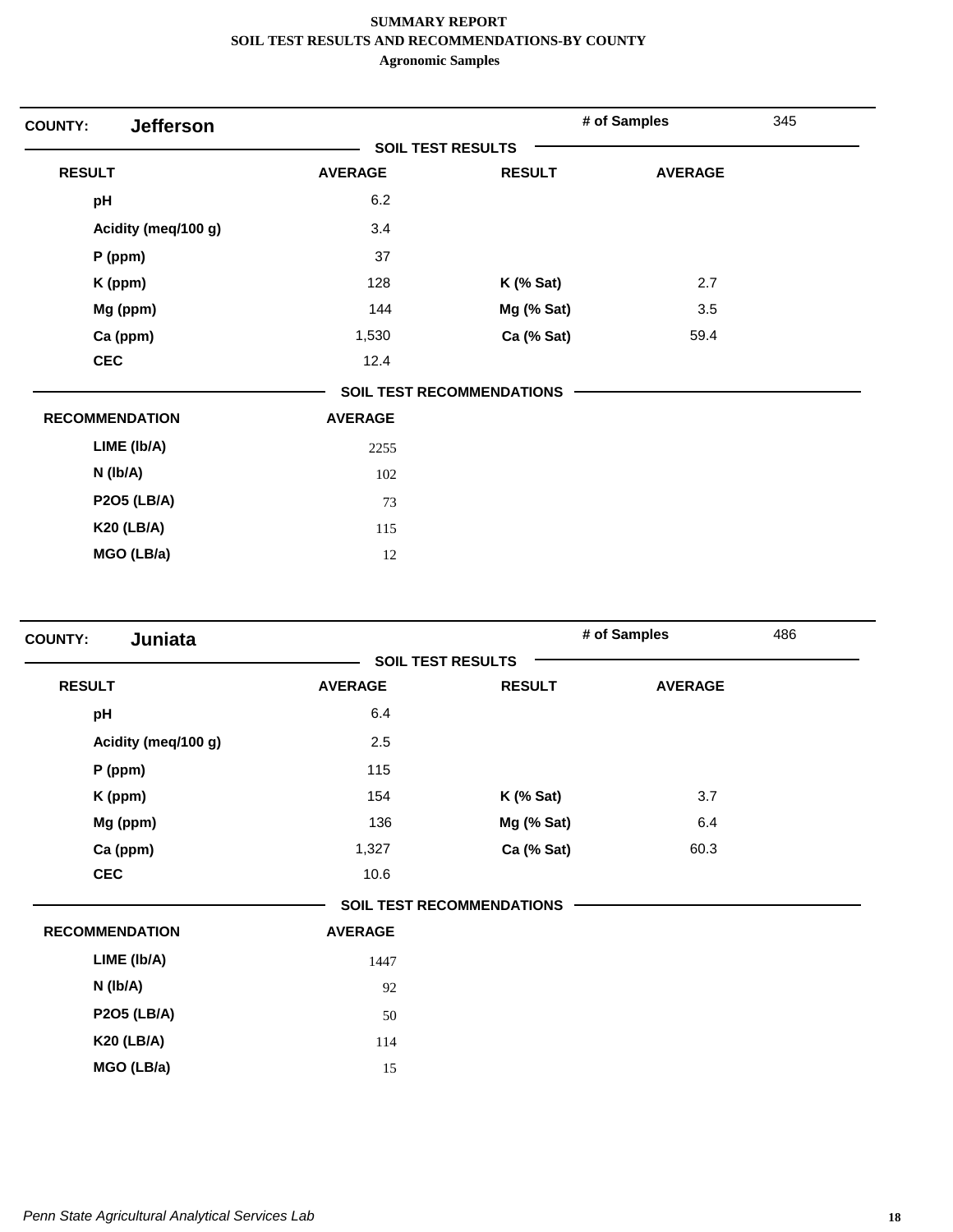**SUMMARY REPORT**
**SOIL TEST RESULTS AND RECOMMENDATIONS-BY COUNTY**
**Agronomic Samples**

## COUNTY: Jefferson

**# of Samples** 345

### SOIL TEST RESULTS

| RESULT | AVERAGE | RESULT | AVERAGE |
|---|---|---|---|
| pH | 6.2 | | |
| Acidity (meq/100 g) | 3.4 | | |
| P (ppm) | 37 | | |
| K (ppm) | 128 | K (% Sat) | 2.7 |
| Mg (ppm) | 144 | Mg (% Sat) | 3.5 |
| Ca (ppm) | 1,530 | Ca (% Sat) | 59.4 |
| CEC | 12.4 | | |

### SOIL TEST RECOMMENDATIONS

| RECOMMENDATION | AVERAGE |
|---|---|
| LIME (lb/A) | 2255 |
| N (lb/A) | 102 |
| P2O5 (LB/A) | 73 |
| K20 (LB/A) | 115 |
| MGO (LB/a) | 12 |

## COUNTY: Juniata

**# of Samples** 486

### SOIL TEST RESULTS

| RESULT | AVERAGE | RESULT | AVERAGE |
|---|---|---|---|
| pH | 6.4 | | |
| Acidity (meq/100 g) | 2.5 | | |
| P (ppm) | 115 | | |
| K (ppm) | 154 | K (% Sat) | 3.7 |
| Mg (ppm) | 136 | Mg (% Sat) | 6.4 |
| Ca (ppm) | 1,327 | Ca (% Sat) | 60.3 |
| CEC | 10.6 | | |

### SOIL TEST RECOMMENDATIONS

| RECOMMENDATION | AVERAGE |
|---|---|
| LIME (lb/A) | 1447 |
| N (lb/A) | 92 |
| P2O5 (LB/A) | 50 |
| K20 (LB/A) | 114 |
| MGO (LB/a) | 15 |

*Penn State Agricultural Analytical Services Lab*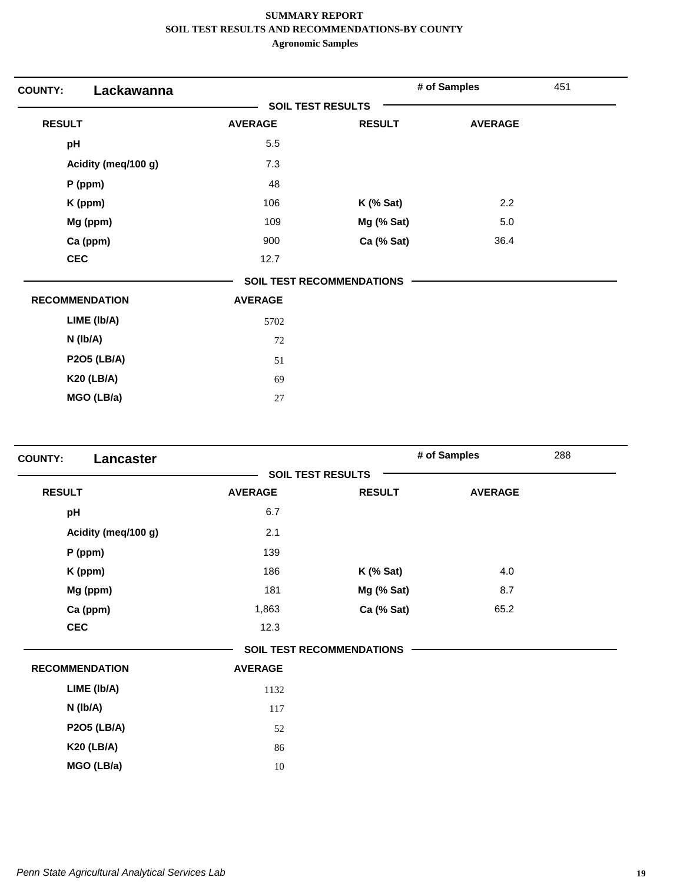**SUMMARY REPORT**
**SOIL TEST RESULTS AND RECOMMENDATIONS-BY COUNTY**
**Agronomic Samples**

**COUNTY:** **Lackawanna** | **# of Samples** 451

**SOIL TEST RESULTS**

| RESULT | AVERAGE | RESULT | AVERAGE |
|---|---|---|---|
| pH | 5.5 | | |
| Acidity (meq/100 g) | 7.3 | | |
| P (ppm) | 48 | | |
| K (ppm) | 106 | K (% Sat) | 2.2 |
| Mg (ppm) | 109 | Mg (% Sat) | 5.0 |
| Ca (ppm) | 900 | Ca (% Sat) | 36.4 |
| CEC | 12.7 | | |

**SOIL TEST RECOMMENDATIONS**

| RECOMMENDATION | AVERAGE |
|---|---|
| LIME (lb/A) | 5702 |
| N (lb/A) | 72 |
| P2O5 (LB/A) | 51 |
| K20 (LB/A) | 69 |
| MGO (LB/a) | 27 |

**COUNTY:** **Lancaster** | **# of Samples** 288

**SOIL TEST RESULTS**

| RESULT | AVERAGE | RESULT | AVERAGE |
|---|---|---|---|
| pH | 6.7 | | |
| Acidity (meq/100 g) | 2.1 | | |
| P (ppm) | 139 | | |
| K (ppm) | 186 | K (% Sat) | 4.0 |
| Mg (ppm) | 181 | Mg (% Sat) | 8.7 |
| Ca (ppm) | 1,863 | Ca (% Sat) | 65.2 |
| CEC | 12.3 | | |

**SOIL TEST RECOMMENDATIONS**

| RECOMMENDATION | AVERAGE |
|---|---|
| LIME (lb/A) | 1132 |
| N (lb/A) | 117 |
| P2O5 (LB/A) | 52 |
| K20 (LB/A) | 86 |
| MGO (LB/a) | 10 |

*Penn State Agricultural Analytical Services Lab*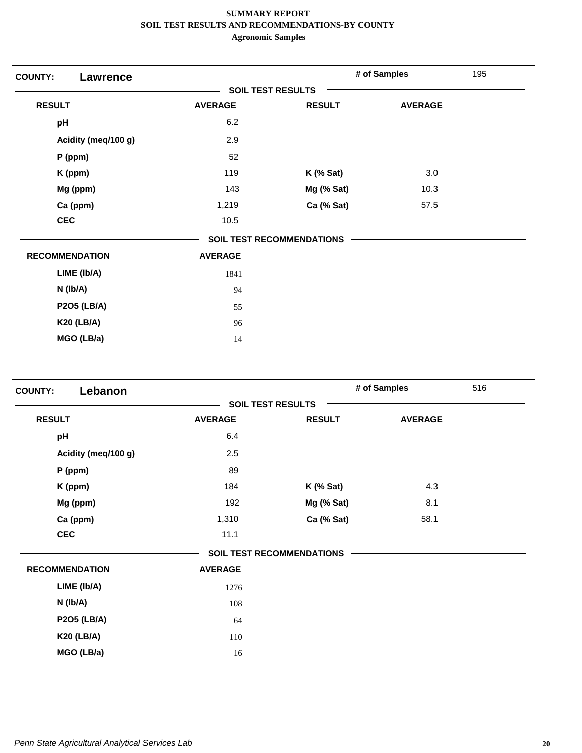**SUMMARY REPORT**
**SOIL TEST RESULTS AND RECOMMENDATIONS-BY COUNTY**
**Agronomic Samples**

**COUNTY:** **Lawrence** — **# of Samples** 195

**SOIL TEST RESULTS**

| RESULT | AVERAGE | RESULT | AVERAGE |
|---|---|---|---|
| pH | 6.2 | | |
| Acidity (meq/100 g) | 2.9 | | |
| P (ppm) | 52 | | |
| K (ppm) | 119 | K (% Sat) | 3.0 |
| Mg (ppm) | 143 | Mg (% Sat) | 10.3 |
| Ca (ppm) | 1,219 | Ca (% Sat) | 57.5 |
| CEC | 10.5 | | |

**SOIL TEST RECOMMENDATIONS**

| RECOMMENDATION | AVERAGE |
|---|---|
| LIME (lb/A) | 1841 |
| N (lb/A) | 94 |
| P2O5 (LB/A) | 55 |
| K20 (LB/A) | 96 |
| MGO (LB/a) | 14 |

**COUNTY:** **Lebanon** — **# of Samples** 516

**SOIL TEST RESULTS**

| RESULT | AVERAGE | RESULT | AVERAGE |
|---|---|---|---|
| pH | 6.4 | | |
| Acidity (meq/100 g) | 2.5 | | |
| P (ppm) | 89 | | |
| K (ppm) | 184 | K (% Sat) | 4.3 |
| Mg (ppm) | 192 | Mg (% Sat) | 8.1 |
| Ca (ppm) | 1,310 | Ca (% Sat) | 58.1 |
| CEC | 11.1 | | |

**SOIL TEST RECOMMENDATIONS**

| RECOMMENDATION | AVERAGE |
|---|---|
| LIME (lb/A) | 1276 |
| N (lb/A) | 108 |
| P2O5 (LB/A) | 64 |
| K20 (LB/A) | 110 |
| MGO (LB/a) | 16 |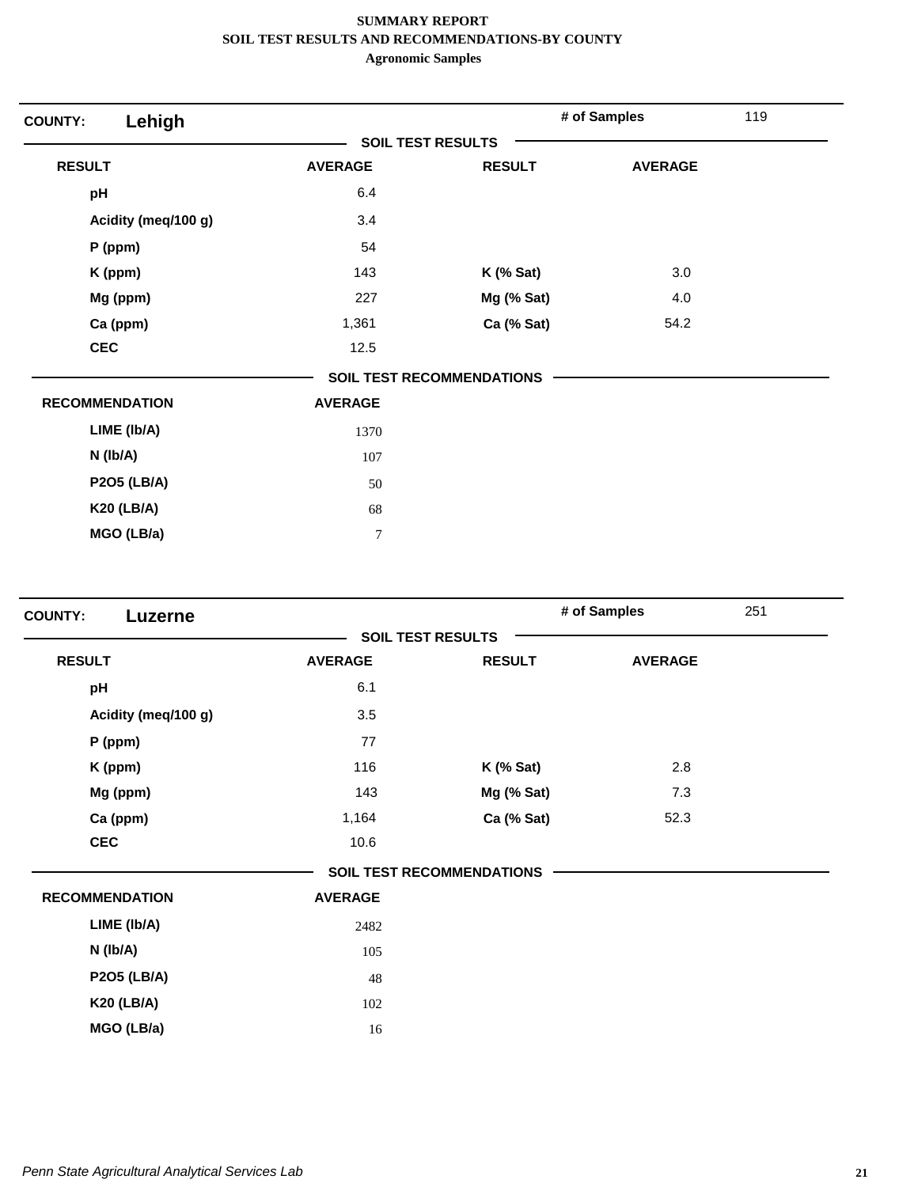# SUMMARY REPORT
## SOIL TEST RESULTS AND RECOMMENDATIONS-BY COUNTY
### Agronomic Samples

**COUNTY: Lehigh** — **# of Samples** 119

**SOIL TEST RESULTS**

| RESULT | AVERAGE | RESULT | AVERAGE |
|---|---|---|---|
| pH | 6.4 | | |
| Acidity (meq/100 g) | 3.4 | | |
| P (ppm) | 54 | | |
| K (ppm) | 143 | K (% Sat) | 3.0 |
| Mg (ppm) | 227 | Mg (% Sat) | 4.0 |
| Ca (ppm) | 1,361 | Ca (% Sat) | 54.2 |
| CEC | 12.5 | | |

**SOIL TEST RECOMMENDATIONS**

| RECOMMENDATION | AVERAGE |
|---|---|
| LIME (lb/A) | 1370 |
| N (lb/A) | 107 |
| P2O5 (LB/A) | 50 |
| K20 (LB/A) | 68 |
| MGO (LB/a) | 7 |

**COUNTY: Luzerne** — **# of Samples** 251

**SOIL TEST RESULTS**

| RESULT | AVERAGE | RESULT | AVERAGE |
|---|---|---|---|
| pH | 6.1 | | |
| Acidity (meq/100 g) | 3.5 | | |
| P (ppm) | 77 | | |
| K (ppm) | 116 | K (% Sat) | 2.8 |
| Mg (ppm) | 143 | Mg (% Sat) | 7.3 |
| Ca (ppm) | 1,164 | Ca (% Sat) | 52.3 |
| CEC | 10.6 | | |

**SOIL TEST RECOMMENDATIONS**

| RECOMMENDATION | AVERAGE |
|---|---|
| LIME (lb/A) | 2482 |
| N (lb/A) | 105 |
| P2O5 (LB/A) | 48 |
| K20 (LB/A) | 102 |
| MGO (LB/a) | 16 |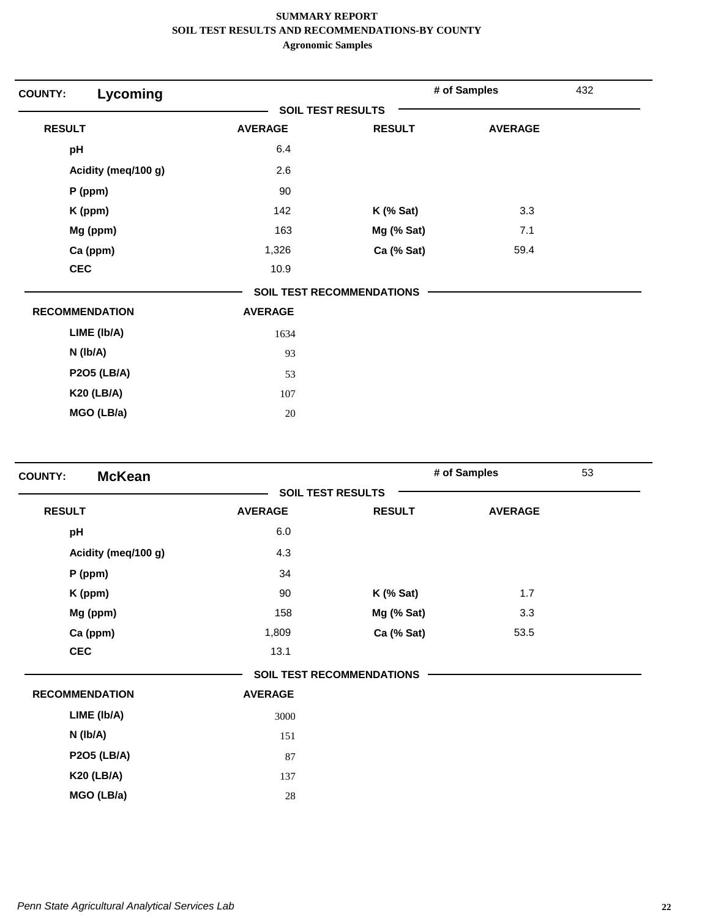**SUMMARY REPORT**
**SOIL TEST RESULTS AND RECOMMENDATIONS-BY COUNTY**
**Agronomic Samples**

## COUNTY: Lycoming

**# of Samples** 432

### SOIL TEST RESULTS

| RESULT | AVERAGE | RESULT | AVERAGE |
|---|---|---|---|
| pH | 6.4 | | |
| Acidity (meq/100 g) | 2.6 | | |
| P (ppm) | 90 | | |
| K (ppm) | 142 | K (% Sat) | 3.3 |
| Mg (ppm) | 163 | Mg (% Sat) | 7.1 |
| Ca (ppm) | 1,326 | Ca (% Sat) | 59.4 |
| CEC | 10.9 | | |

### SOIL TEST RECOMMENDATIONS

| RECOMMENDATION | AVERAGE |
|---|---|
| LIME (lb/A) | 1634 |
| N (lb/A) | 93 |
| P2O5 (LB/A) | 53 |
| K20 (LB/A) | 107 |
| MGO (LB/a) | 20 |

## COUNTY: McKean

**# of Samples** 53

### SOIL TEST RESULTS

| RESULT | AVERAGE | RESULT | AVERAGE |
|---|---|---|---|
| pH | 6.0 | | |
| Acidity (meq/100 g) | 4.3 | | |
| P (ppm) | 34 | | |
| K (ppm) | 90 | K (% Sat) | 1.7 |
| Mg (ppm) | 158 | Mg (% Sat) | 3.3 |
| Ca (ppm) | 1,809 | Ca (% Sat) | 53.5 |
| CEC | 13.1 | | |

### SOIL TEST RECOMMENDATIONS

| RECOMMENDATION | AVERAGE |
|---|---|
| LIME (lb/A) | 3000 |
| N (lb/A) | 151 |
| P2O5 (LB/A) | 87 |
| K20 (LB/A) | 137 |
| MGO (LB/a) | 28 |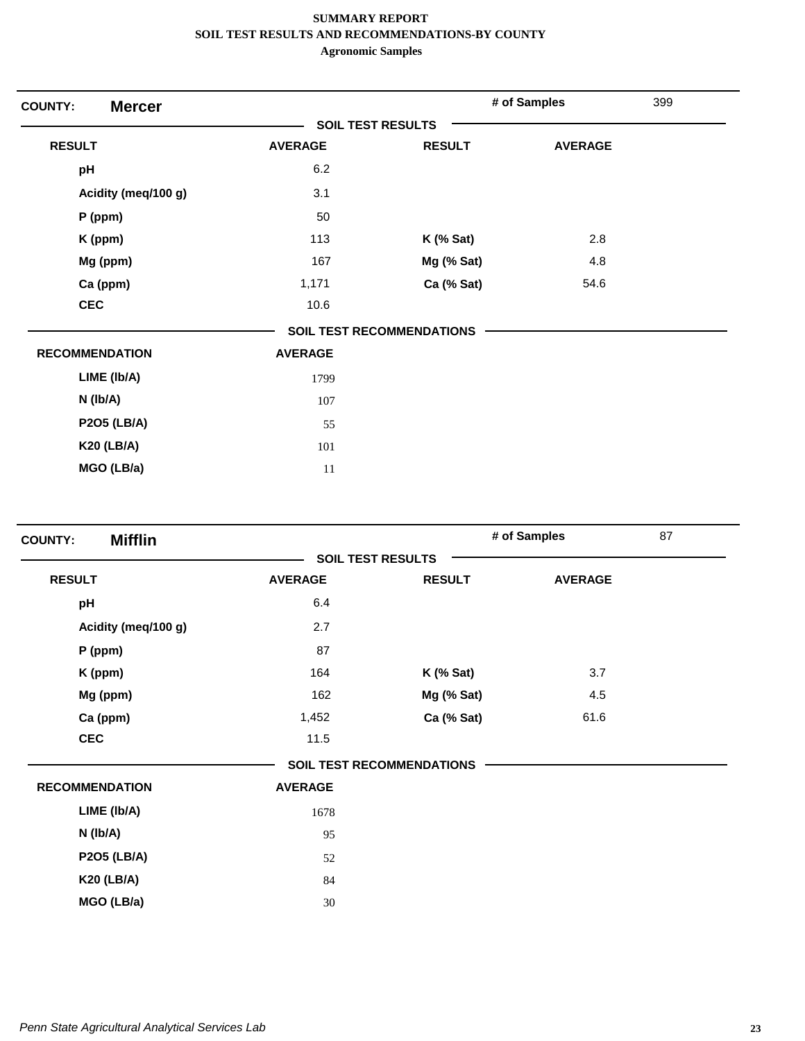**SUMMARY REPORT**
**SOIL TEST RESULTS AND RECOMMENDATIONS-BY COUNTY**
**Agronomic Samples**

**COUNTY:** **Mercer** | **# of Samples** 399

**SOIL TEST RESULTS**

| RESULT | AVERAGE | RESULT | AVERAGE |
|---|---|---|---|
| pH | 6.2 | | |
| Acidity (meq/100 g) | 3.1 | | |
| P (ppm) | 50 | | |
| K (ppm) | 113 | K (% Sat) | 2.8 |
| Mg (ppm) | 167 | Mg (% Sat) | 4.8 |
| Ca (ppm) | 1,171 | Ca (% Sat) | 54.6 |
| CEC | 10.6 | | |

**SOIL TEST RECOMMENDATIONS**

| RECOMMENDATION | AVERAGE |
|---|---|
| LIME (lb/A) | 1799 |
| N (lb/A) | 107 |
| P2O5 (LB/A) | 55 |
| K20 (LB/A) | 101 |
| MGO (LB/a) | 11 |

**COUNTY:** **Mifflin** | **# of Samples** 87

**SOIL TEST RESULTS**

| RESULT | AVERAGE | RESULT | AVERAGE |
|---|---|---|---|
| pH | 6.4 | | |
| Acidity (meq/100 g) | 2.7 | | |
| P (ppm) | 87 | | |
| K (ppm) | 164 | K (% Sat) | 3.7 |
| Mg (ppm) | 162 | Mg (% Sat) | 4.5 |
| Ca (ppm) | 1,452 | Ca (% Sat) | 61.6 |
| CEC | 11.5 | | |

**SOIL TEST RECOMMENDATIONS**

| RECOMMENDATION | AVERAGE |
|---|---|
| LIME (lb/A) | 1678 |
| N (lb/A) | 95 |
| P2O5 (LB/A) | 52 |
| K20 (LB/A) | 84 |
| MGO (LB/a) | 30 |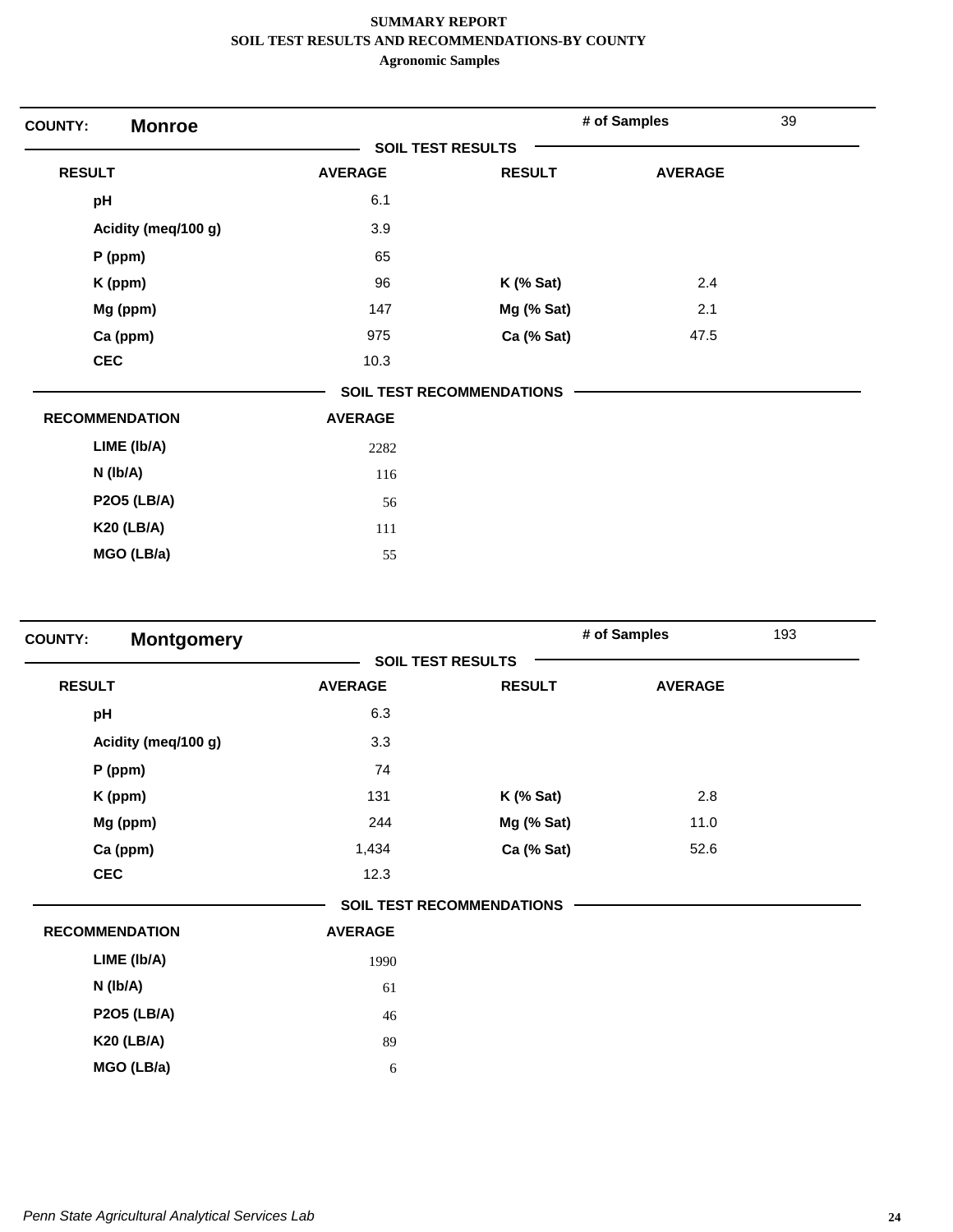**SUMMARY REPORT**
**SOIL TEST RESULTS AND RECOMMENDATIONS-BY COUNTY**
**Agronomic Samples**

**COUNTY: Monroe** — **# of Samples** 39

**SOIL TEST RESULTS**

| RESULT | AVERAGE | RESULT | AVERAGE |
|---|---|---|---|
| pH | 6.1 | | |
| Acidity (meq/100 g) | 3.9 | | |
| P (ppm) | 65 | | |
| K (ppm) | 96 | K (% Sat) | 2.4 |
| Mg (ppm) | 147 | Mg (% Sat) | 2.1 |
| Ca (ppm) | 975 | Ca (% Sat) | 47.5 |
| CEC | 10.3 | | |

**SOIL TEST RECOMMENDATIONS**

| RECOMMENDATION | AVERAGE |
|---|---|
| LIME (lb/A) | 2282 |
| N (lb/A) | 116 |
| P2O5 (LB/A) | 56 |
| K20 (LB/A) | 111 |
| MGO (LB/a) | 55 |

**COUNTY: Montgomery** — **# of Samples** 193

**SOIL TEST RESULTS**

| RESULT | AVERAGE | RESULT | AVERAGE |
|---|---|---|---|
| pH | 6.3 | | |
| Acidity (meq/100 g) | 3.3 | | |
| P (ppm) | 74 | | |
| K (ppm) | 131 | K (% Sat) | 2.8 |
| Mg (ppm) | 244 | Mg (% Sat) | 11.0 |
| Ca (ppm) | 1,434 | Ca (% Sat) | 52.6 |
| CEC | 12.3 | | |

**SOIL TEST RECOMMENDATIONS**

| RECOMMENDATION | AVERAGE |
|---|---|
| LIME (lb/A) | 1990 |
| N (lb/A) | 61 |
| P2O5 (LB/A) | 46 |
| K20 (LB/A) | 89 |
| MGO (LB/a) | 6 |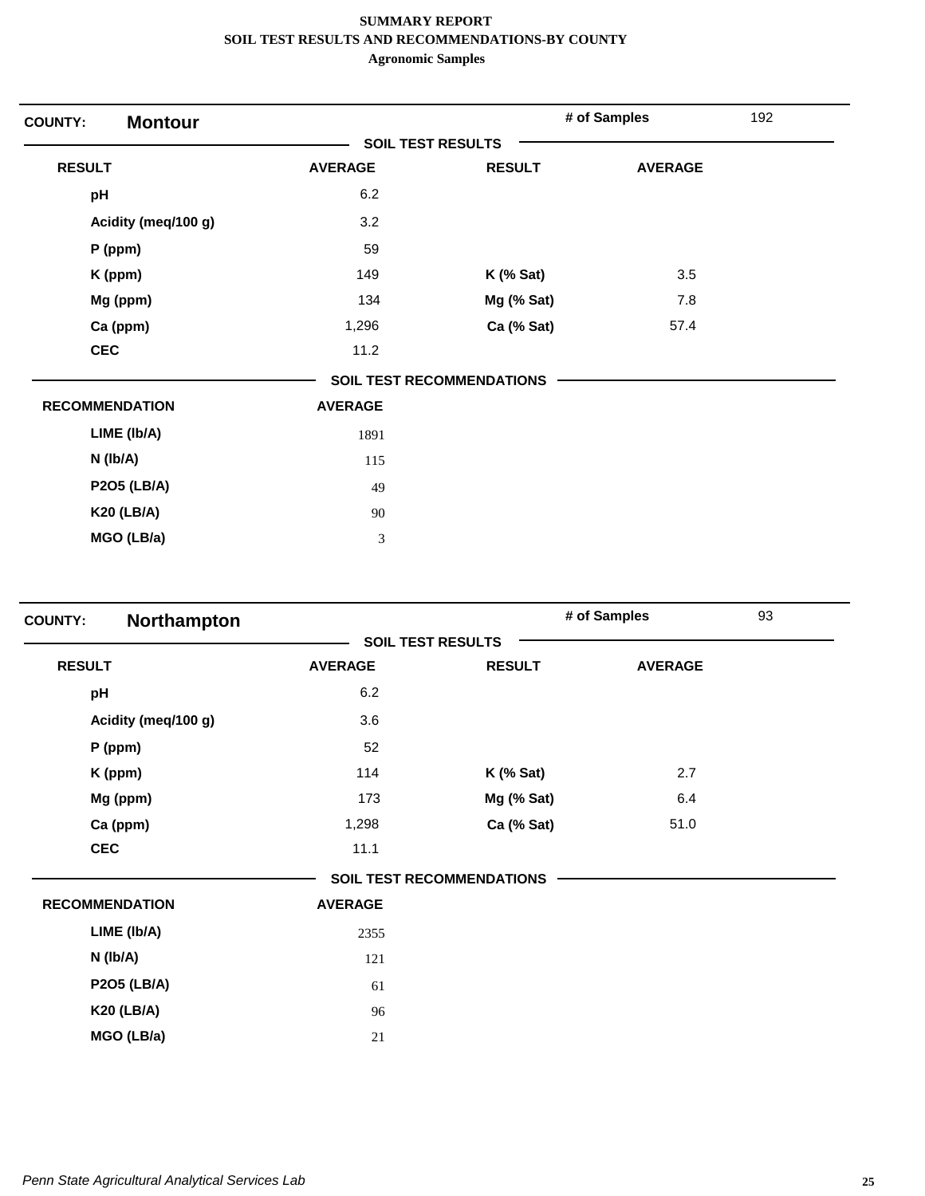**SUMMARY REPORT**
**SOIL TEST RESULTS AND RECOMMENDATIONS-BY COUNTY**
**Agronomic Samples**

## COUNTY: Montour

**# of Samples** 192

### SOIL TEST RESULTS

| RESULT | AVERAGE | RESULT | AVERAGE |
|---|---|---|---|
| pH | 6.2 | | |
| Acidity (meq/100 g) | 3.2 | | |
| P (ppm) | 59 | | |
| K (ppm) | 149 | K (% Sat) | 3.5 |
| Mg (ppm) | 134 | Mg (% Sat) | 7.8 |
| Ca (ppm) | 1,296 | Ca (% Sat) | 57.4 |
| CEC | 11.2 | | |

### SOIL TEST RECOMMENDATIONS

| RECOMMENDATION | AVERAGE |
|---|---|
| LIME (lb/A) | 1891 |
| N (lb/A) | 115 |
| P2O5 (LB/A) | 49 |
| K20 (LB/A) | 90 |
| MGO (LB/a) | 3 |

## COUNTY: Northampton

**# of Samples** 93

### SOIL TEST RESULTS

| RESULT | AVERAGE | RESULT | AVERAGE |
|---|---|---|---|
| pH | 6.2 | | |
| Acidity (meq/100 g) | 3.6 | | |
| P (ppm) | 52 | | |
| K (ppm) | 114 | K (% Sat) | 2.7 |
| Mg (ppm) | 173 | Mg (% Sat) | 6.4 |
| Ca (ppm) | 1,298 | Ca (% Sat) | 51.0 |
| CEC | 11.1 | | |

### SOIL TEST RECOMMENDATIONS

| RECOMMENDATION | AVERAGE |
|---|---|
| LIME (lb/A) | 2355 |
| N (lb/A) | 121 |
| P2O5 (LB/A) | 61 |
| K20 (LB/A) | 96 |
| MGO (LB/a) | 21 |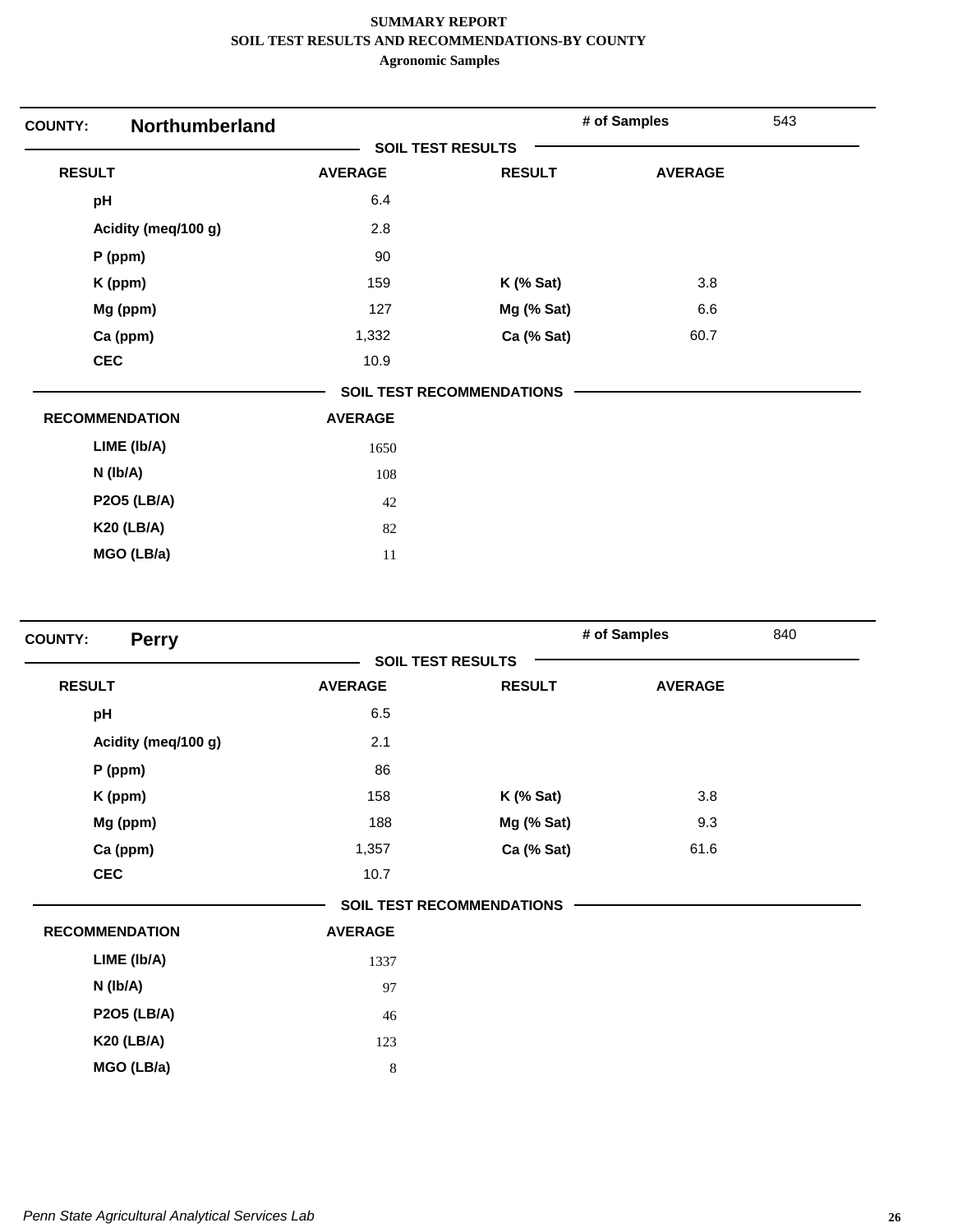**SUMMARY REPORT**
**SOIL TEST RESULTS AND RECOMMENDATIONS-BY COUNTY**
**Agronomic Samples**

## COUNTY: Northumberland

**# of Samples** 543

### SOIL TEST RESULTS

| RESULT | AVERAGE | RESULT | AVERAGE |
|---|---|---|---|
| pH | 6.4 | | |
| Acidity (meq/100 g) | 2.8 | | |
| P (ppm) | 90 | | |
| K (ppm) | 159 | K (% Sat) | 3.8 |
| Mg (ppm) | 127 | Mg (% Sat) | 6.6 |
| Ca (ppm) | 1,332 | Ca (% Sat) | 60.7 |
| CEC | 10.9 | | |

### SOIL TEST RECOMMENDATIONS

| RECOMMENDATION | AVERAGE |
|---|---|
| LIME (lb/A) | 1650 |
| N (lb/A) | 108 |
| P2O5 (LB/A) | 42 |
| K20 (LB/A) | 82 |
| MGO (LB/a) | 11 |

## COUNTY: Perry

**# of Samples** 840

### SOIL TEST RESULTS

| RESULT | AVERAGE | RESULT | AVERAGE |
|---|---|---|---|
| pH | 6.5 | | |
| Acidity (meq/100 g) | 2.1 | | |
| P (ppm) | 86 | | |
| K (ppm) | 158 | K (% Sat) | 3.8 |
| Mg (ppm) | 188 | Mg (% Sat) | 9.3 |
| Ca (ppm) | 1,357 | Ca (% Sat) | 61.6 |
| CEC | 10.7 | | |

### SOIL TEST RECOMMENDATIONS

| RECOMMENDATION | AVERAGE |
|---|---|
| LIME (lb/A) | 1337 |
| N (lb/A) | 97 |
| P2O5 (LB/A) | 46 |
| K20 (LB/A) | 123 |
| MGO (LB/a) | 8 |

*Penn State Agricultural Analytical Services Lab*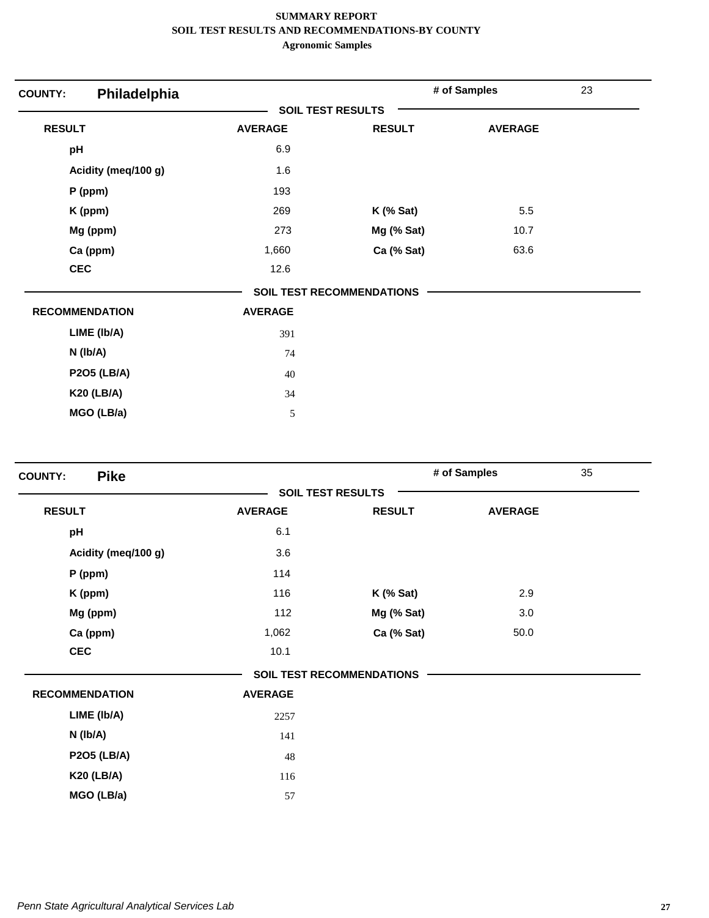**SUMMARY REPORT**
**SOIL TEST RESULTS AND RECOMMENDATIONS-BY COUNTY**
**Agronomic Samples**

**COUNTY: Philadelphia** — # of Samples: 23

**SOIL TEST RESULTS**

| RESULT | AVERAGE | RESULT | AVERAGE |
|---|---|---|---|
| pH | 6.9 | | |
| Acidity (meq/100 g) | 1.6 | | |
| P (ppm) | 193 | | |
| K (ppm) | 269 | K (% Sat) | 5.5 |
| Mg (ppm) | 273 | Mg (% Sat) | 10.7 |
| Ca (ppm) | 1,660 | Ca (% Sat) | 63.6 |
| CEC | 12.6 | | |

**SOIL TEST RECOMMENDATIONS**

| RECOMMENDATION | AVERAGE |
|---|---|
| LIME (lb/A) | 391 |
| N (lb/A) | 74 |
| P2O5 (LB/A) | 40 |
| K20 (LB/A) | 34 |
| MGO (LB/a) | 5 |

**COUNTY: Pike** — # of Samples: 35

**SOIL TEST RESULTS**

| RESULT | AVERAGE | RESULT | AVERAGE |
|---|---|---|---|
| pH | 6.1 | | |
| Acidity (meq/100 g) | 3.6 | | |
| P (ppm) | 114 | | |
| K (ppm) | 116 | K (% Sat) | 2.9 |
| Mg (ppm) | 112 | Mg (% Sat) | 3.0 |
| Ca (ppm) | 1,062 | Ca (% Sat) | 50.0 |
| CEC | 10.1 | | |

**SOIL TEST RECOMMENDATIONS**

| RECOMMENDATION | AVERAGE |
|---|---|
| LIME (lb/A) | 2257 |
| N (lb/A) | 141 |
| P2O5 (LB/A) | 48 |
| K20 (LB/A) | 116 |
| MGO (LB/a) | 57 |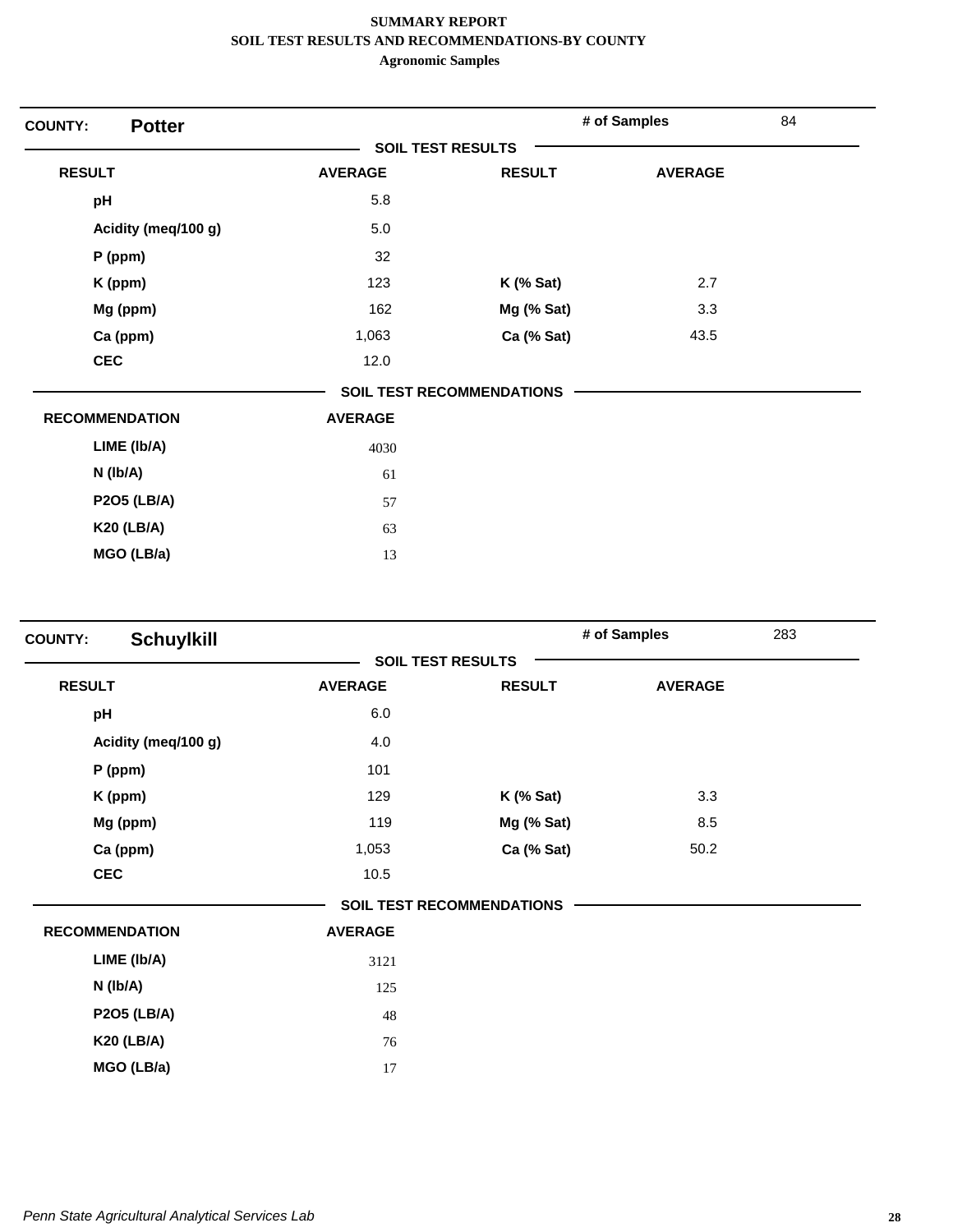**SUMMARY REPORT**
**SOIL TEST RESULTS AND RECOMMENDATIONS-BY COUNTY**
**Agronomic Samples**

## COUNTY: Potter

**# of Samples** 84

### SOIL TEST RESULTS

| RESULT | AVERAGE | RESULT | AVERAGE |
|---|---|---|---|
| pH | 5.8 | | |
| Acidity (meq/100 g) | 5.0 | | |
| P (ppm) | 32 | | |
| K (ppm) | 123 | K (% Sat) | 2.7 |
| Mg (ppm) | 162 | Mg (% Sat) | 3.3 |
| Ca (ppm) | 1,063 | Ca (% Sat) | 43.5 |
| CEC | 12.0 | | |

### SOIL TEST RECOMMENDATIONS

| RECOMMENDATION | AVERAGE |
|---|---|
| LIME (lb/A) | 4030 |
| N (lb/A) | 61 |
| P2O5 (LB/A) | 57 |
| K20 (LB/A) | 63 |
| MGO (LB/a) | 13 |

## COUNTY: Schuylkill

**# of Samples** 283

### SOIL TEST RESULTS

| RESULT | AVERAGE | RESULT | AVERAGE |
|---|---|---|---|
| pH | 6.0 | | |
| Acidity (meq/100 g) | 4.0 | | |
| P (ppm) | 101 | | |
| K (ppm) | 129 | K (% Sat) | 3.3 |
| Mg (ppm) | 119 | Mg (% Sat) | 8.5 |
| Ca (ppm) | 1,053 | Ca (% Sat) | 50.2 |
| CEC | 10.5 | | |

### SOIL TEST RECOMMENDATIONS

| RECOMMENDATION | AVERAGE |
|---|---|
| LIME (lb/A) | 3121 |
| N (lb/A) | 125 |
| P2O5 (LB/A) | 48 |
| K20 (LB/A) | 76 |
| MGO (LB/a) | 17 |

*Penn State Agricultural Analytical Services Lab*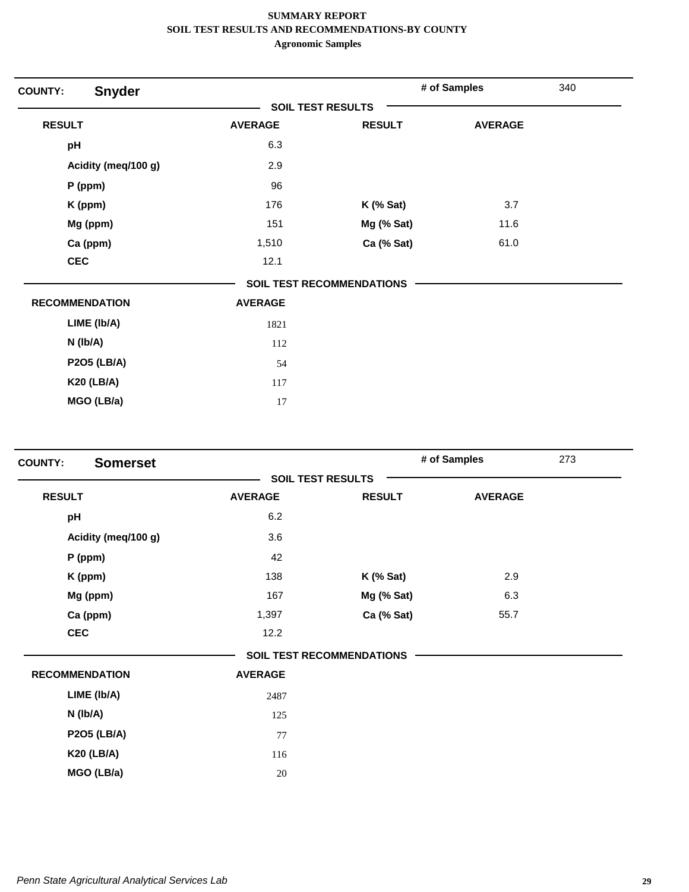**SUMMARY REPORT**
**SOIL TEST RESULTS AND RECOMMENDATIONS-BY COUNTY**
**Agronomic Samples**

## COUNTY: Snyder

**# of Samples** 340

### SOIL TEST RESULTS

| RESULT | AVERAGE | RESULT | AVERAGE |
|---|---|---|---|
| pH | 6.3 | | |
| Acidity (meq/100 g) | 2.9 | | |
| P (ppm) | 96 | | |
| K (ppm) | 176 | K (% Sat) | 3.7 |
| Mg (ppm) | 151 | Mg (% Sat) | 11.6 |
| Ca (ppm) | 1,510 | Ca (% Sat) | 61.0 |
| CEC | 12.1 | | |

### SOIL TEST RECOMMENDATIONS

| RECOMMENDATION | AVERAGE |
|---|---|
| LIME (lb/A) | 1821 |
| N (lb/A) | 112 |
| P2O5 (LB/A) | 54 |
| K20 (LB/A) | 117 |
| MGO (LB/a) | 17 |

## COUNTY: Somerset

**# of Samples** 273

### SOIL TEST RESULTS

| RESULT | AVERAGE | RESULT | AVERAGE |
|---|---|---|---|
| pH | 6.2 | | |
| Acidity (meq/100 g) | 3.6 | | |
| P (ppm) | 42 | | |
| K (ppm) | 138 | K (% Sat) | 2.9 |
| Mg (ppm) | 167 | Mg (% Sat) | 6.3 |
| Ca (ppm) | 1,397 | Ca (% Sat) | 55.7 |
| CEC | 12.2 | | |

### SOIL TEST RECOMMENDATIONS

| RECOMMENDATION | AVERAGE |
|---|---|
| LIME (lb/A) | 2487 |
| N (lb/A) | 125 |
| P2O5 (LB/A) | 77 |
| K20 (LB/A) | 116 |
| MGO (LB/a) | 20 |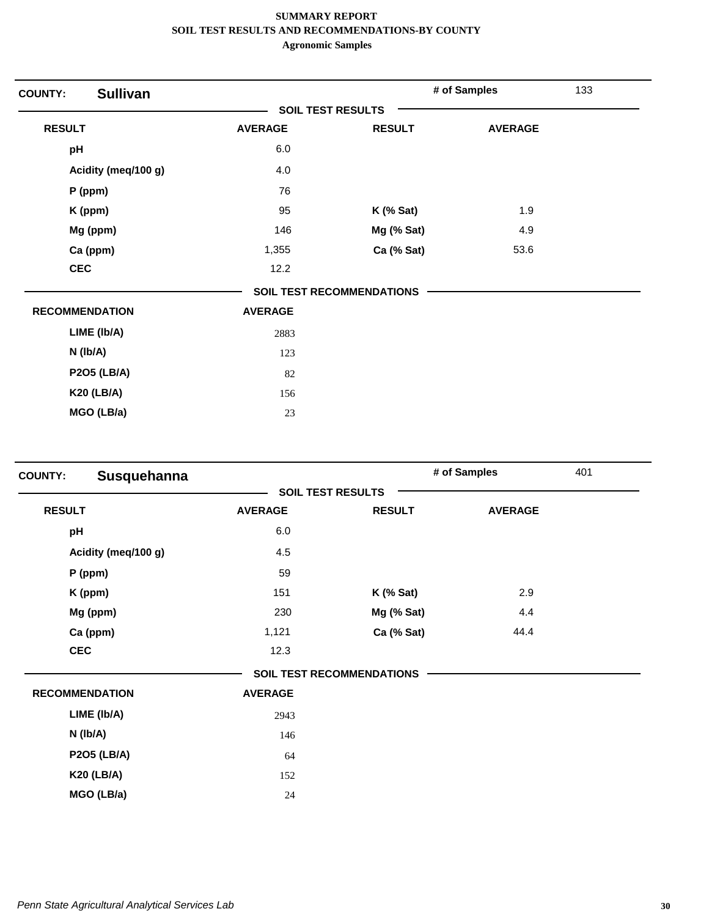**SUMMARY REPORT**
**SOIL TEST RESULTS AND RECOMMENDATIONS-BY COUNTY**
**Agronomic Samples**

**COUNTY: Sullivan** | **# of Samples** 133

**SOIL TEST RESULTS**

| RESULT | AVERAGE | RESULT | AVERAGE |
|---|---|---|---|
| pH | 6.0 | | |
| Acidity (meq/100 g) | 4.0 | | |
| P (ppm) | 76 | | |
| K (ppm) | 95 | K (% Sat) | 1.9 |
| Mg (ppm) | 146 | Mg (% Sat) | 4.9 |
| Ca (ppm) | 1,355 | Ca (% Sat) | 53.6 |
| CEC | 12.2 | | |

**SOIL TEST RECOMMENDATIONS**

| RECOMMENDATION | AVERAGE |
|---|---|
| LIME (lb/A) | 2883 |
| N (lb/A) | 123 |
| P2O5 (LB/A) | 82 |
| K20 (LB/A) | 156 |
| MGO (LB/a) | 23 |

**COUNTY: Susquehanna** | **# of Samples** 401

**SOIL TEST RESULTS**

| RESULT | AVERAGE | RESULT | AVERAGE |
|---|---|---|---|
| pH | 6.0 | | |
| Acidity (meq/100 g) | 4.5 | | |
| P (ppm) | 59 | | |
| K (ppm) | 151 | K (% Sat) | 2.9 |
| Mg (ppm) | 230 | Mg (% Sat) | 4.4 |
| Ca (ppm) | 1,121 | Ca (% Sat) | 44.4 |
| CEC | 12.3 | | |

**SOIL TEST RECOMMENDATIONS**

| RECOMMENDATION | AVERAGE |
|---|---|
| LIME (lb/A) | 2943 |
| N (lb/A) | 146 |
| P2O5 (LB/A) | 64 |
| K20 (LB/A) | 152 |
| MGO (LB/a) | 24 |

*Penn State Agricultural Analytical Services Lab*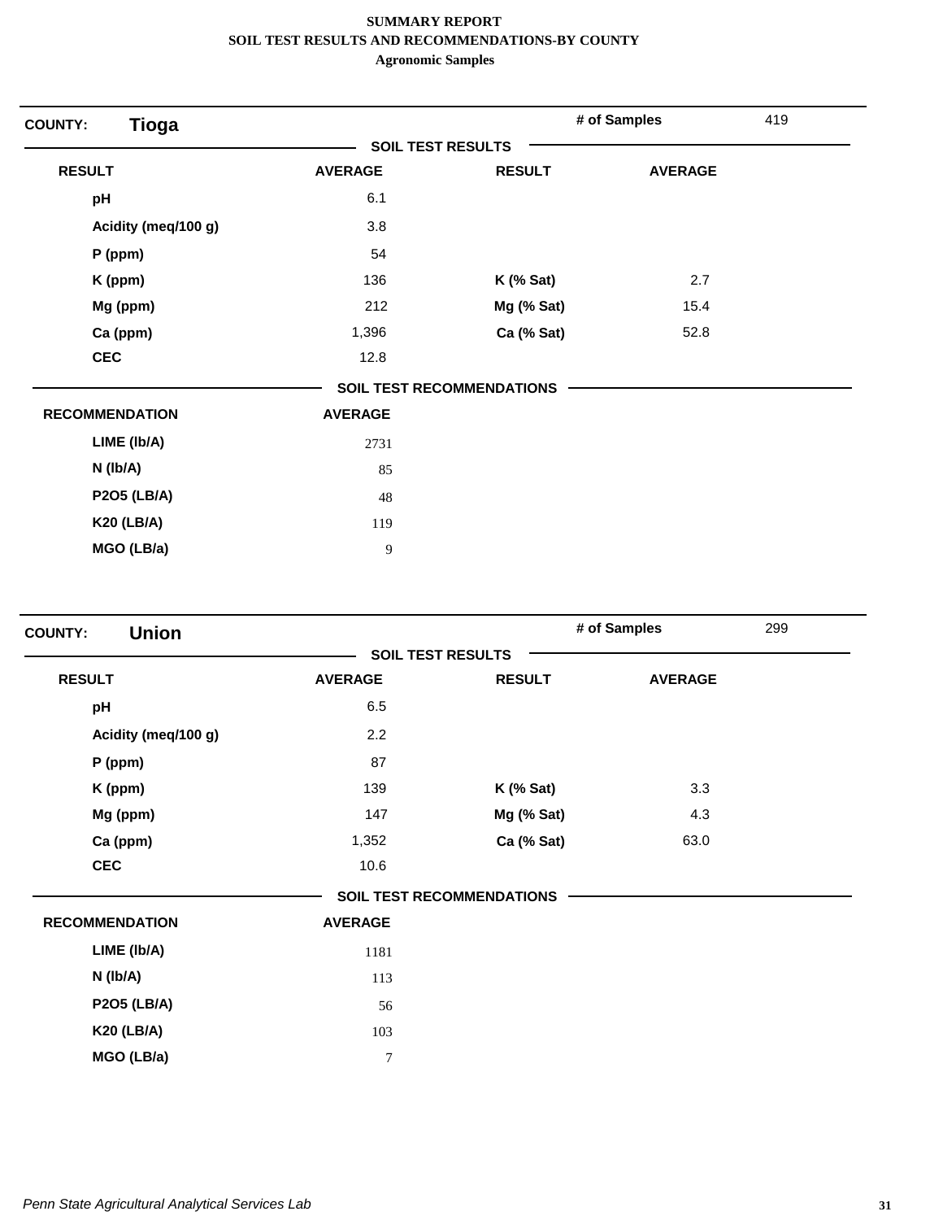**SUMMARY REPORT**
**SOIL TEST RESULTS AND RECOMMENDATIONS-BY COUNTY**
**Agronomic Samples**

**COUNTY:** **Tioga** | **# of Samples** 419

**SOIL TEST RESULTS**

| RESULT | AVERAGE | RESULT | AVERAGE |
|---|---|---|---|
| pH | 6.1 | | |
| Acidity (meq/100 g) | 3.8 | | |
| P (ppm) | 54 | | |
| K (ppm) | 136 | K (% Sat) | 2.7 |
| Mg (ppm) | 212 | Mg (% Sat) | 15.4 |
| Ca (ppm) | 1,396 | Ca (% Sat) | 52.8 |
| CEC | 12.8 | | |

**SOIL TEST RECOMMENDATIONS**

| RECOMMENDATION | AVERAGE |
|---|---|
| LIME (lb/A) | 2731 |
| N (lb/A) | 85 |
| P2O5 (LB/A) | 48 |
| K20 (LB/A) | 119 |
| MGO (LB/a) | 9 |

**COUNTY:** **Union** | **# of Samples** 299

**SOIL TEST RESULTS**

| RESULT | AVERAGE | RESULT | AVERAGE |
|---|---|---|---|
| pH | 6.5 | | |
| Acidity (meq/100 g) | 2.2 | | |
| P (ppm) | 87 | | |
| K (ppm) | 139 | K (% Sat) | 3.3 |
| Mg (ppm) | 147 | Mg (% Sat) | 4.3 |
| Ca (ppm) | 1,352 | Ca (% Sat) | 63.0 |
| CEC | 10.6 | | |

**SOIL TEST RECOMMENDATIONS**

| RECOMMENDATION | AVERAGE |
|---|---|
| LIME (lb/A) | 1181 |
| N (lb/A) | 113 |
| P2O5 (LB/A) | 56 |
| K20 (LB/A) | 103 |
| MGO (LB/a) | 7 |

*Penn State Agricultural Analytical Services Lab*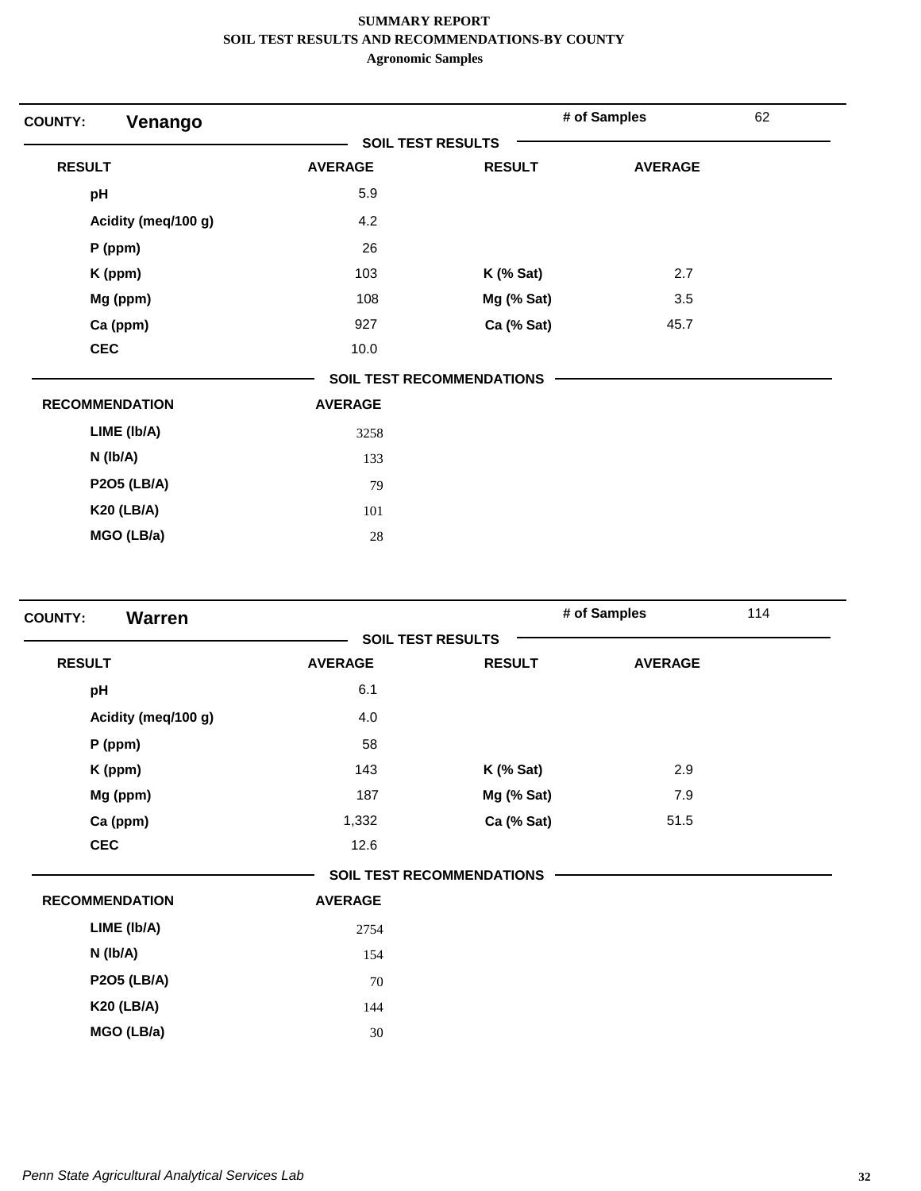**SUMMARY REPORT**
**SOIL TEST RESULTS AND RECOMMENDATIONS-BY COUNTY**
**Agronomic Samples**

**COUNTY: Venango** — # of Samples: 62

**SOIL TEST RESULTS**

| RESULT | AVERAGE | RESULT | AVERAGE |
|---|---|---|---|
| pH | 5.9 | | |
| Acidity (meq/100 g) | 4.2 | | |
| P (ppm) | 26 | | |
| K (ppm) | 103 | K (% Sat) | 2.7 |
| Mg (ppm) | 108 | Mg (% Sat) | 3.5 |
| Ca (ppm) | 927 | Ca (% Sat) | 45.7 |
| CEC | 10.0 | | |

**SOIL TEST RECOMMENDATIONS**

| RECOMMENDATION | AVERAGE |
|---|---|
| LIME (lb/A) | 3258 |
| N (lb/A) | 133 |
| P2O5 (LB/A) | 79 |
| K20 (LB/A) | 101 |
| MGO (LB/a) | 28 |

**COUNTY: Warren** — # of Samples: 114

**SOIL TEST RESULTS**

| RESULT | AVERAGE | RESULT | AVERAGE |
|---|---|---|---|
| pH | 6.1 | | |
| Acidity (meq/100 g) | 4.0 | | |
| P (ppm) | 58 | | |
| K (ppm) | 143 | K (% Sat) | 2.9 |
| Mg (ppm) | 187 | Mg (% Sat) | 7.9 |
| Ca (ppm) | 1,332 | Ca (% Sat) | 51.5 |
| CEC | 12.6 | | |

**SOIL TEST RECOMMENDATIONS**

| RECOMMENDATION | AVERAGE |
|---|---|
| LIME (lb/A) | 2754 |
| N (lb/A) | 154 |
| P2O5 (LB/A) | 70 |
| K20 (LB/A) | 144 |
| MGO (LB/a) | 30 |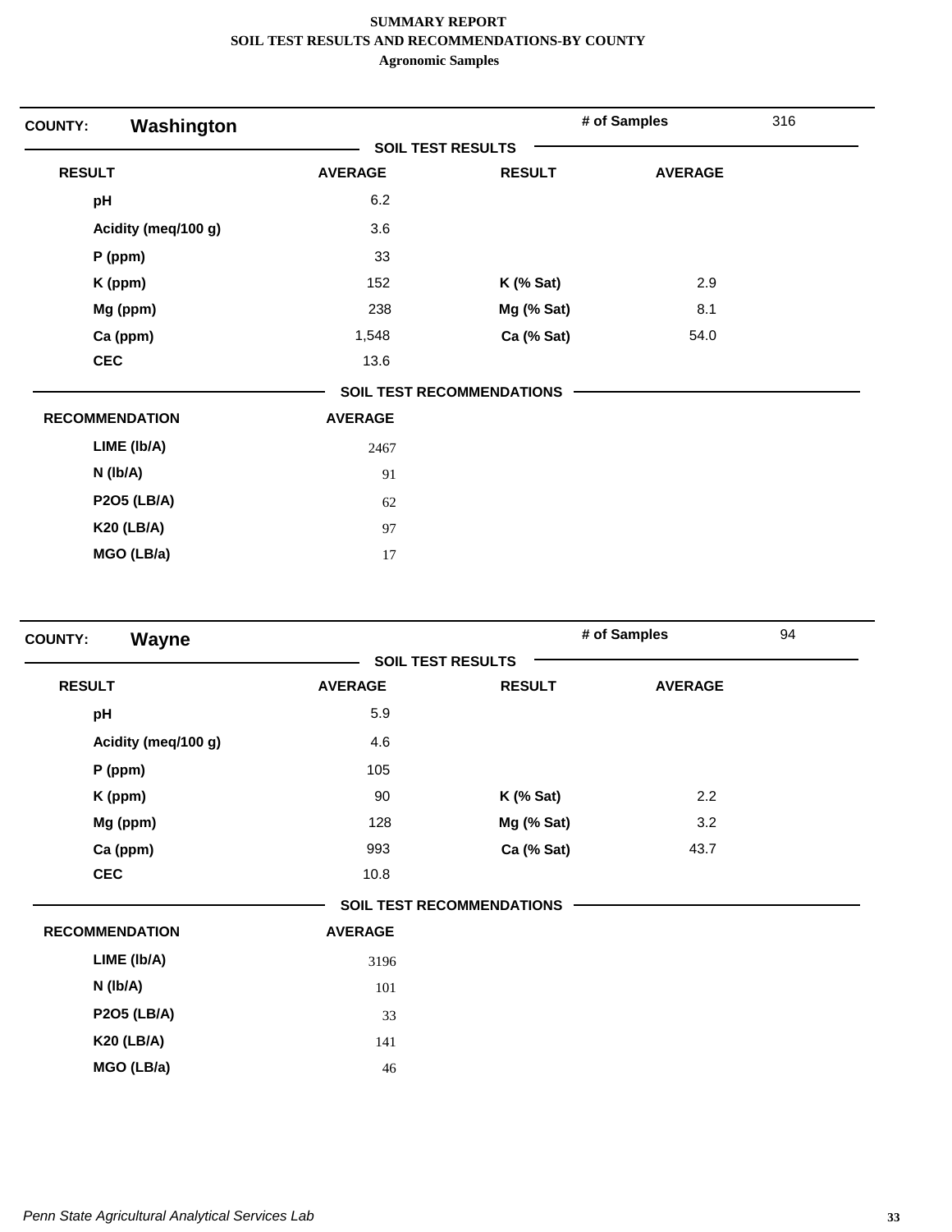**SUMMARY REPORT**
**SOIL TEST RESULTS AND RECOMMENDATIONS-BY COUNTY**
**Agronomic Samples**

**COUNTY:** **Washington** — **# of Samples** 316

**SOIL TEST RESULTS**

| RESULT | AVERAGE | RESULT | AVERAGE |
|---|---|---|---|
| pH | 6.2 | | |
| Acidity (meq/100 g) | 3.6 | | |
| P (ppm) | 33 | | |
| K (ppm) | 152 | K (% Sat) | 2.9 |
| Mg (ppm) | 238 | Mg (% Sat) | 8.1 |
| Ca (ppm) | 1,548 | Ca (% Sat) | 54.0 |
| CEC | 13.6 | | |

**SOIL TEST RECOMMENDATIONS**

| RECOMMENDATION | AVERAGE |
|---|---|
| LIME (lb/A) | 2467 |
| N (lb/A) | 91 |
| P2O5 (LB/A) | 62 |
| K20 (LB/A) | 97 |
| MGO (LB/a) | 17 |

**COUNTY:** **Wayne** — **# of Samples** 94

**SOIL TEST RESULTS**

| RESULT | AVERAGE | RESULT | AVERAGE |
|---|---|---|---|
| pH | 5.9 | | |
| Acidity (meq/100 g) | 4.6 | | |
| P (ppm) | 105 | | |
| K (ppm) | 90 | K (% Sat) | 2.2 |
| Mg (ppm) | 128 | Mg (% Sat) | 3.2 |
| Ca (ppm) | 993 | Ca (% Sat) | 43.7 |
| CEC | 10.8 | | |

**SOIL TEST RECOMMENDATIONS**

| RECOMMENDATION | AVERAGE |
|---|---|
| LIME (lb/A) | 3196 |
| N (lb/A) | 101 |
| P2O5 (LB/A) | 33 |
| K20 (LB/A) | 141 |
| MGO (LB/a) | 46 |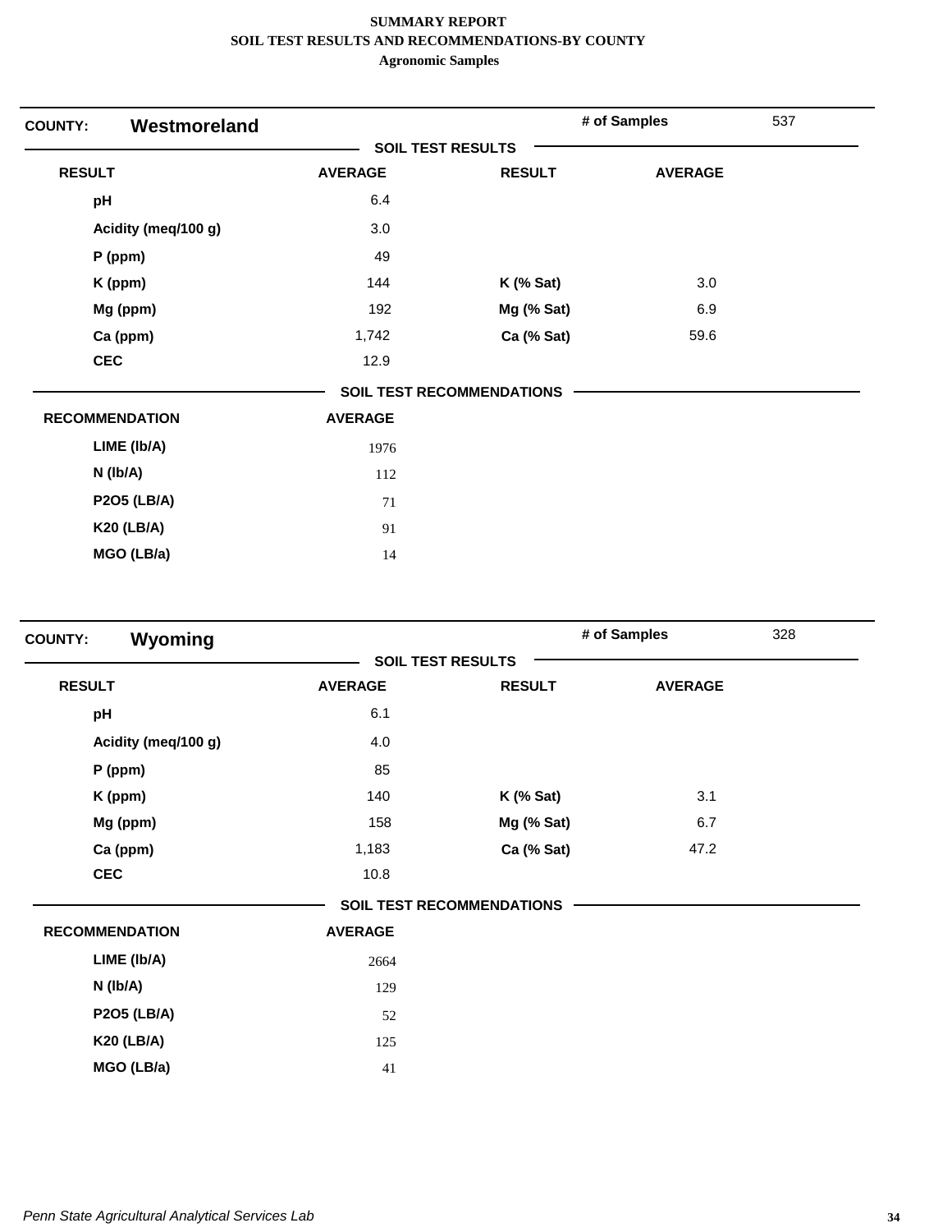**SUMMARY REPORT**
**SOIL TEST RESULTS AND RECOMMENDATIONS-BY COUNTY**
**Agronomic Samples**

**COUNTY:** **Westmoreland** | **# of Samples** 537

**SOIL TEST RESULTS**

| RESULT | AVERAGE | RESULT | AVERAGE |
|---|---|---|---|
| pH | 6.4 | | |
| Acidity (meq/100 g) | 3.0 | | |
| P (ppm) | 49 | | |
| K (ppm) | 144 | K (% Sat) | 3.0 |
| Mg (ppm) | 192 | Mg (% Sat) | 6.9 |
| Ca (ppm) | 1,742 | Ca (% Sat) | 59.6 |
| CEC | 12.9 | | |

**SOIL TEST RECOMMENDATIONS**

| RECOMMENDATION | AVERAGE |
|---|---|
| LIME (lb/A) | 1976 |
| N (lb/A) | 112 |
| P2O5 (LB/A) | 71 |
| K20 (LB/A) | 91 |
| MGO (LB/a) | 14 |

**COUNTY:** **Wyoming** | **# of Samples** 328

**SOIL TEST RESULTS**

| RESULT | AVERAGE | RESULT | AVERAGE |
|---|---|---|---|
| pH | 6.1 | | |
| Acidity (meq/100 g) | 4.0 | | |
| P (ppm) | 85 | | |
| K (ppm) | 140 | K (% Sat) | 3.1 |
| Mg (ppm) | 158 | Mg (% Sat) | 6.7 |
| Ca (ppm) | 1,183 | Ca (% Sat) | 47.2 |
| CEC | 10.8 | | |

**SOIL TEST RECOMMENDATIONS**

| RECOMMENDATION | AVERAGE |
|---|---|
| LIME (lb/A) | 2664 |
| N (lb/A) | 129 |
| P2O5 (LB/A) | 52 |
| K20 (LB/A) | 125 |
| MGO (LB/a) | 41 |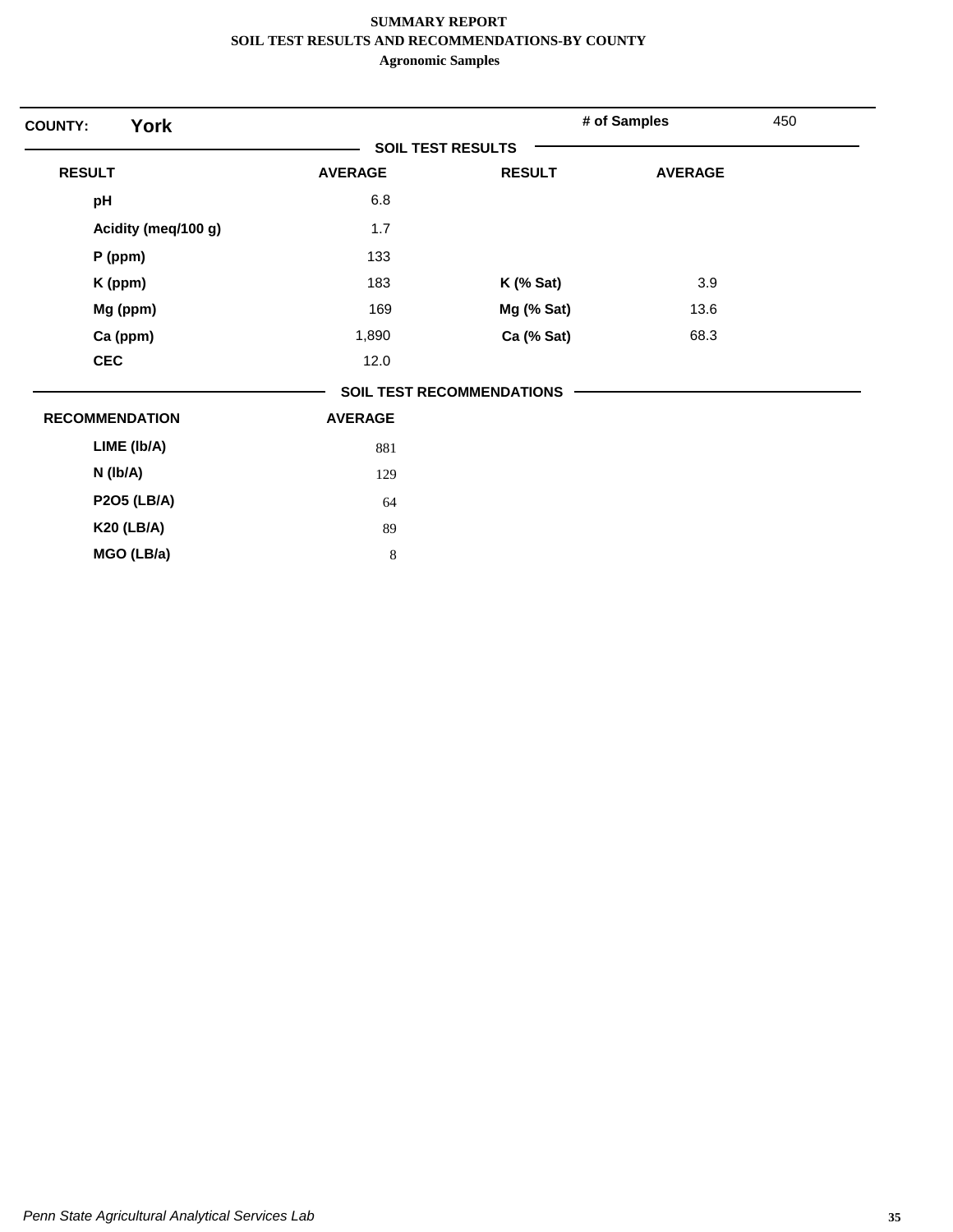**SUMMARY REPORT**
**SOIL TEST RESULTS AND RECOMMENDATIONS-BY COUNTY**
**Agronomic Samples**

**COUNTY:** **York** | **# of Samples** 450

**SOIL TEST RESULTS**

| RESULT | AVERAGE | RESULT | AVERAGE |
| --- | --- | --- | --- |
| pH | 6.8 | | |
| Acidity (meq/100 g) | 1.7 | | |
| P (ppm) | 133 | | |
| K (ppm) | 183 | K (% Sat) | 3.9 |
| Mg (ppm) | 169 | Mg (% Sat) | 13.6 |
| Ca (ppm) | 1,890 | Ca (% Sat) | 68.3 |
| CEC | 12.0 | | |

**SOIL TEST RECOMMENDATIONS**

| RECOMMENDATION | AVERAGE |
| --- | --- |
| LIME (lb/A) | 881 |
| N (lb/A) | 129 |
| P2O5 (LB/A) | 64 |
| K20 (LB/A) | 89 |
| MGO (LB/a) | 8 |

*Penn State Agricultural Analytical Services Lab*